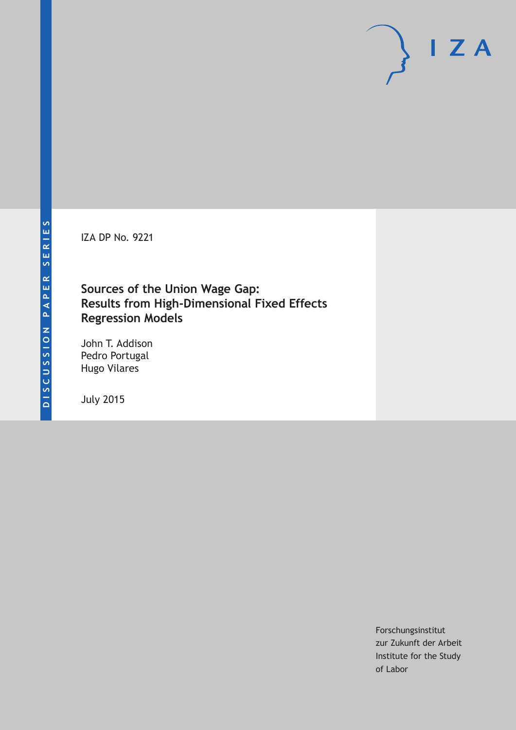DISCUSSION PAPER SERIES

IZA DP No. 9221

# Sources of the Union Wage Gap: Results from High-Dimensional Fixed Effects Regression Models

John T. Addison
Pedro Portugal
Hugo Vilares

July 2015

Forschungsinstitut
zur Zukunft der Arbeit
Institute for the Study
of Labor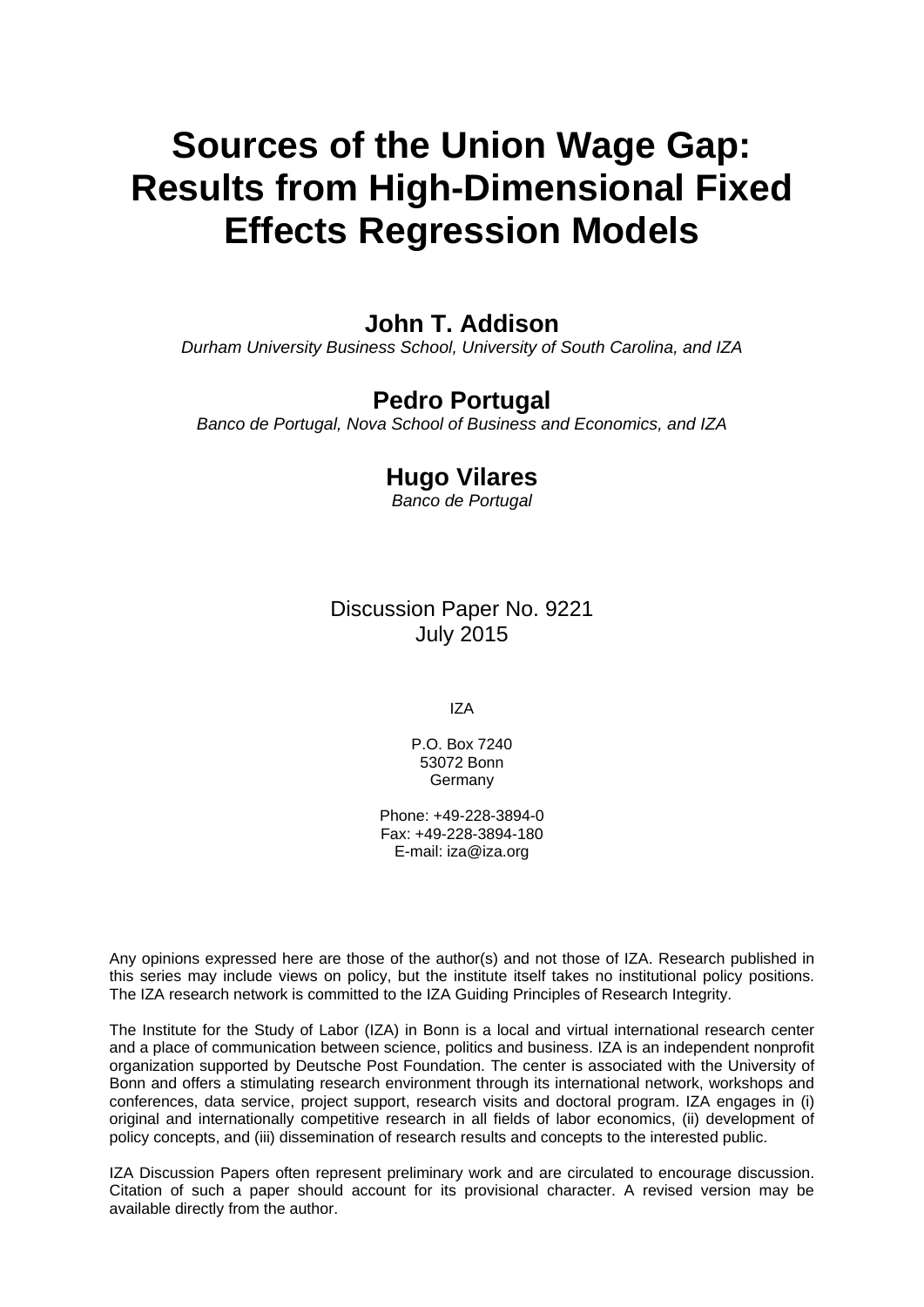# Sources of the Union Wage Gap: Results from High-Dimensional Fixed Effects Regression Models

**John T. Addison**
*Durham University Business School, University of South Carolina, and IZA*

**Pedro Portugal**
*Banco de Portugal, Nova School of Business and Economics, and IZA*

**Hugo Vilares**
*Banco de Portugal*

Discussion Paper No. 9221
July 2015

IZA

P.O. Box 7240
53072 Bonn
Germany

Phone: +49-228-3894-0
Fax: +49-228-3894-180
E-mail: iza@iza.org

Any opinions expressed here are those of the author(s) and not those of IZA. Research published in this series may include views on policy, but the institute itself takes no institutional policy positions. The IZA research network is committed to the IZA Guiding Principles of Research Integrity.

The Institute for the Study of Labor (IZA) in Bonn is a local and virtual international research center and a place of communication between science, politics and business. IZA is an independent nonprofit organization supported by Deutsche Post Foundation. The center is associated with the University of Bonn and offers a stimulating research environment through its international network, workshops and conferences, data service, project support, research visits and doctoral program. IZA engages in (i) original and internationally competitive research in all fields of labor economics, (ii) development of policy concepts, and (iii) dissemination of research results and concepts to the interested public.

IZA Discussion Papers often represent preliminary work and are circulated to encourage discussion. Citation of such a paper should account for its provisional character. A revised version may be available directly from the author.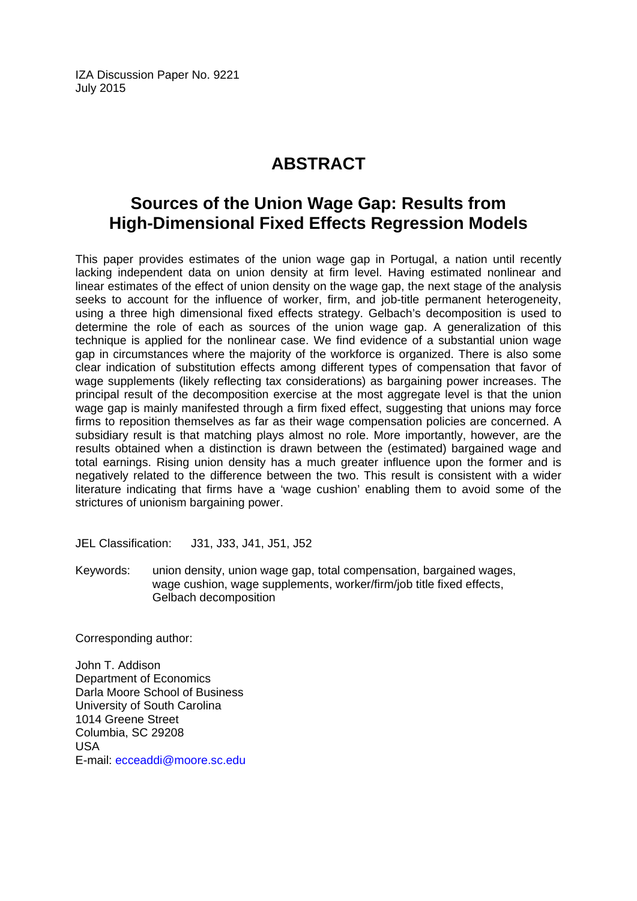IZA Discussion Paper No. 9221
July 2015

# ABSTRACT

## Sources of the Union Wage Gap: Results from High-Dimensional Fixed Effects Regression Models

This paper provides estimates of the union wage gap in Portugal, a nation until recently lacking independent data on union density at firm level. Having estimated nonlinear and linear estimates of the effect of union density on the wage gap, the next stage of the analysis seeks to account for the influence of worker, firm, and job-title permanent heterogeneity, using a three high dimensional fixed effects strategy. Gelbach's decomposition is used to determine the role of each as sources of the union wage gap. A generalization of this technique is applied for the nonlinear case. We find evidence of a substantial union wage gap in circumstances where the majority of the workforce is organized. There is also some clear indication of substitution effects among different types of compensation that favor of wage supplements (likely reflecting tax considerations) as bargaining power increases. The principal result of the decomposition exercise at the most aggregate level is that the union wage gap is mainly manifested through a firm fixed effect, suggesting that unions may force firms to reposition themselves as far as their wage compensation policies are concerned. A subsidiary result is that matching plays almost no role. More importantly, however, are the results obtained when a distinction is drawn between the (estimated) bargained wage and total earnings. Rising union density has a much greater influence upon the former and is negatively related to the difference between the two. This result is consistent with a wider literature indicating that firms have a 'wage cushion' enabling them to avoid some of the strictures of unionism bargaining power.

JEL Classification: J31, J33, J41, J51, J52

Keywords: union density, union wage gap, total compensation, bargained wages, wage cushion, wage supplements, worker/firm/job title fixed effects, Gelbach decomposition

Corresponding author:

John T. Addison
Department of Economics
Darla Moore School of Business
University of South Carolina
1014 Greene Street
Columbia, SC 29208
USA
E-mail: ecceaddi@moore.sc.edu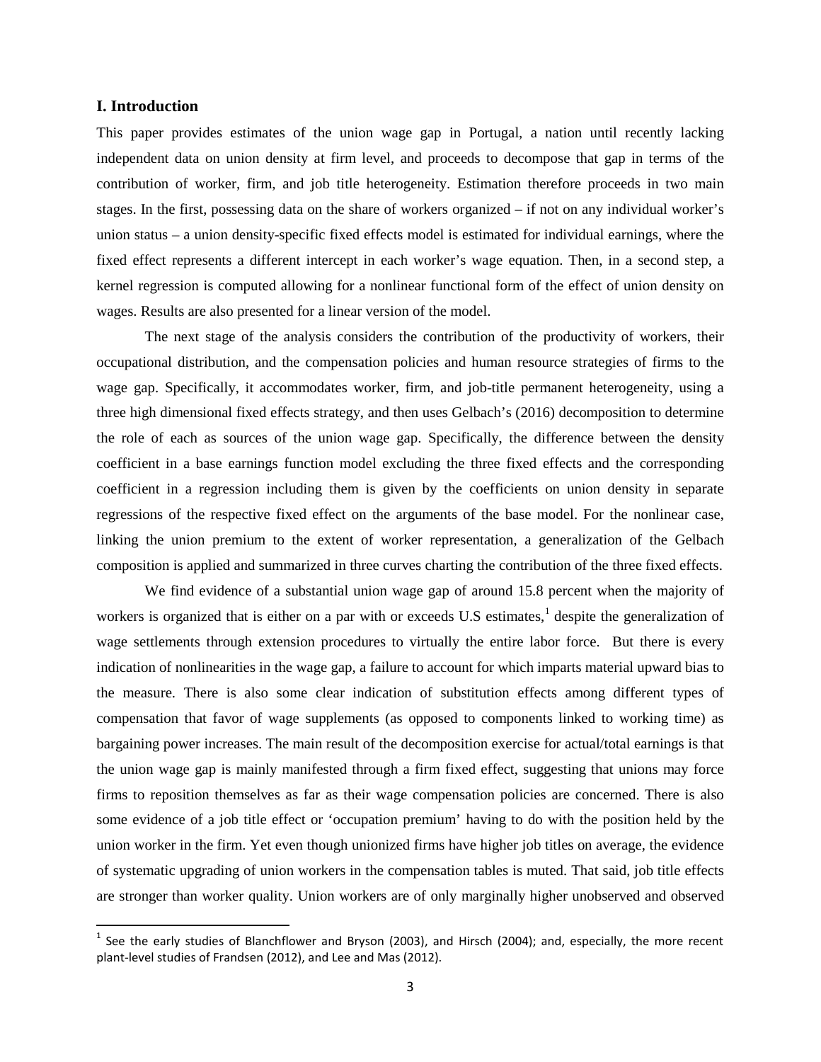## I. Introduction

This paper provides estimates of the union wage gap in Portugal, a nation until recently lacking independent data on union density at firm level, and proceeds to decompose that gap in terms of the contribution of worker, firm, and job title heterogeneity. Estimation therefore proceeds in two main stages. In the first, possessing data on the share of workers organized – if not on any individual worker's union status – a union density-specific fixed effects model is estimated for individual earnings, where the fixed effect represents a different intercept in each worker's wage equation. Then, in a second step, a kernel regression is computed allowing for a nonlinear functional form of the effect of union density on wages. Results are also presented for a linear version of the model.

The next stage of the analysis considers the contribution of the productivity of workers, their occupational distribution, and the compensation policies and human resource strategies of firms to the wage gap. Specifically, it accommodates worker, firm, and job-title permanent heterogeneity, using a three high dimensional fixed effects strategy, and then uses Gelbach's (2016) decomposition to determine the role of each as sources of the union wage gap. Specifically, the difference between the density coefficient in a base earnings function model excluding the three fixed effects and the corresponding coefficient in a regression including them is given by the coefficients on union density in separate regressions of the respective fixed effect on the arguments of the base model. For the nonlinear case, linking the union premium to the extent of worker representation, a generalization of the Gelbach composition is applied and summarized in three curves charting the contribution of the three fixed effects.

We find evidence of a substantial union wage gap of around 15.8 percent when the majority of workers is organized that is either on a par with or exceeds U.S estimates,[1] despite the generalization of wage settlements through extension procedures to virtually the entire labor force. But there is every indication of nonlinearities in the wage gap, a failure to account for which imparts material upward bias to the measure. There is also some clear indication of substitution effects among different types of compensation that favor of wage supplements (as opposed to components linked to working time) as bargaining power increases. The main result of the decomposition exercise for actual/total earnings is that the union wage gap is mainly manifested through a firm fixed effect, suggesting that unions may force firms to reposition themselves as far as their wage compensation policies are concerned. There is also some evidence of a job title effect or 'occupation premium' having to do with the position held by the union worker in the firm. Yet even though unionized firms have higher job titles on average, the evidence of systematic upgrading of union workers in the compensation tables is muted. That said, job title effects are stronger than worker quality. Union workers are of only marginally higher unobserved and observed

[1] See the early studies of Blanchflower and Bryson (2003), and Hirsch (2004); and, especially, the more recent plant-level studies of Frandsen (2012), and Lee and Mas (2012).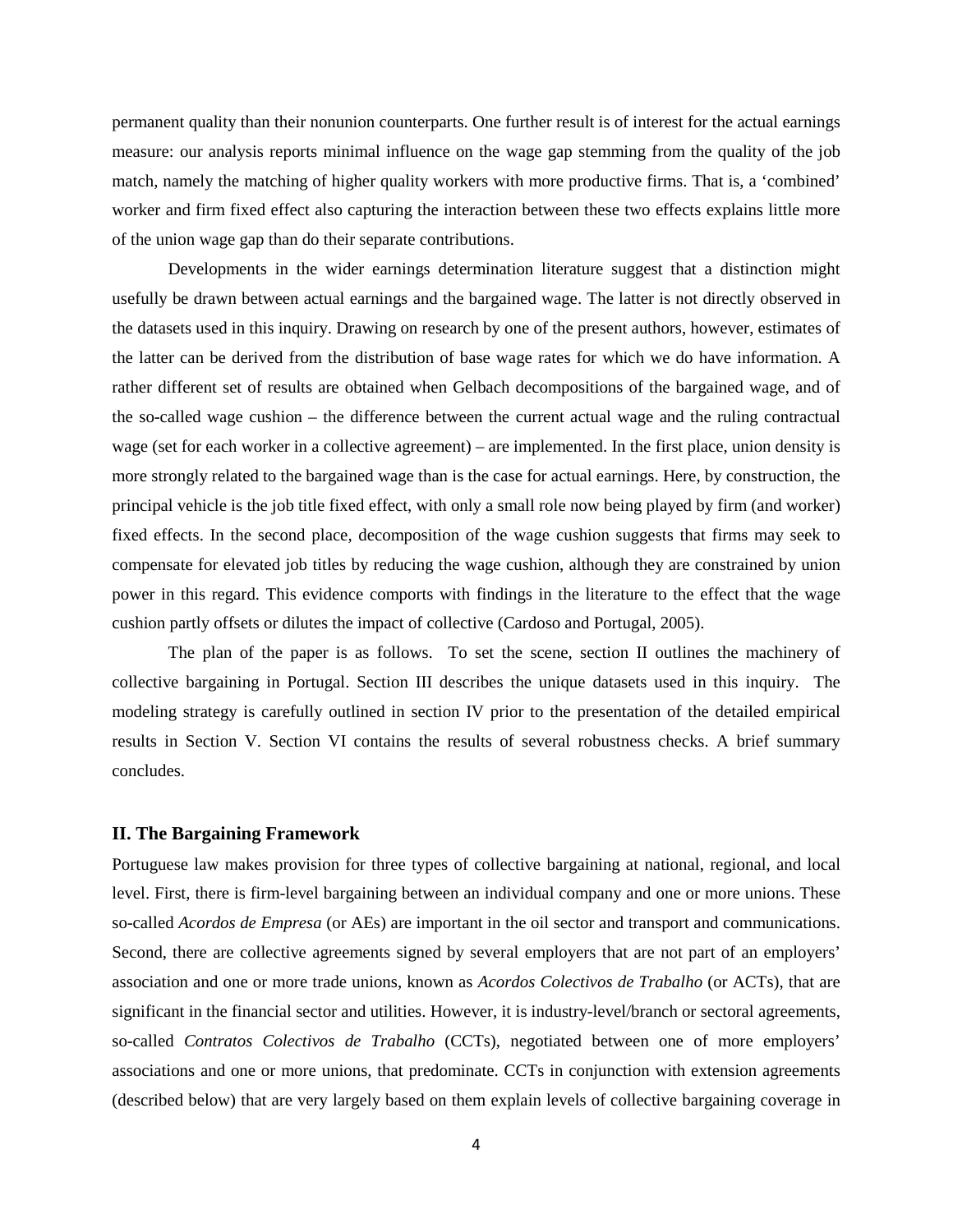permanent quality than their nonunion counterparts. One further result is of interest for the actual earnings measure: our analysis reports minimal influence on the wage gap stemming from the quality of the job match, namely the matching of higher quality workers with more productive firms. That is, a 'combined' worker and firm fixed effect also capturing the interaction between these two effects explains little more of the union wage gap than do their separate contributions.

Developments in the wider earnings determination literature suggest that a distinction might usefully be drawn between actual earnings and the bargained wage. The latter is not directly observed in the datasets used in this inquiry. Drawing on research by one of the present authors, however, estimates of the latter can be derived from the distribution of base wage rates for which we do have information. A rather different set of results are obtained when Gelbach decompositions of the bargained wage, and of the so-called wage cushion – the difference between the current actual wage and the ruling contractual wage (set for each worker in a collective agreement) – are implemented. In the first place, union density is more strongly related to the bargained wage than is the case for actual earnings. Here, by construction, the principal vehicle is the job title fixed effect, with only a small role now being played by firm (and worker) fixed effects. In the second place, decomposition of the wage cushion suggests that firms may seek to compensate for elevated job titles by reducing the wage cushion, although they are constrained by union power in this regard. This evidence comports with findings in the literature to the effect that the wage cushion partly offsets or dilutes the impact of collective (Cardoso and Portugal, 2005).

The plan of the paper is as follows. To set the scene, section II outlines the machinery of collective bargaining in Portugal. Section III describes the unique datasets used in this inquiry. The modeling strategy is carefully outlined in section IV prior to the presentation of the detailed empirical results in Section V. Section VI contains the results of several robustness checks. A brief summary concludes.

## II. The Bargaining Framework

Portuguese law makes provision for three types of collective bargaining at national, regional, and local level. First, there is firm-level bargaining between an individual company and one or more unions. These so-called *Acordos de Empresa* (or AEs) are important in the oil sector and transport and communications. Second, there are collective agreements signed by several employers that are not part of an employers' association and one or more trade unions, known as *Acordos Colectivos de Trabalho* (or ACTs), that are significant in the financial sector and utilities. However, it is industry-level/branch or sectoral agreements, so-called *Contratos Colectivos de Trabalho* (CCTs), negotiated between one of more employers' associations and one or more unions, that predominate. CCTs in conjunction with extension agreements (described below) that are very largely based on them explain levels of collective bargaining coverage in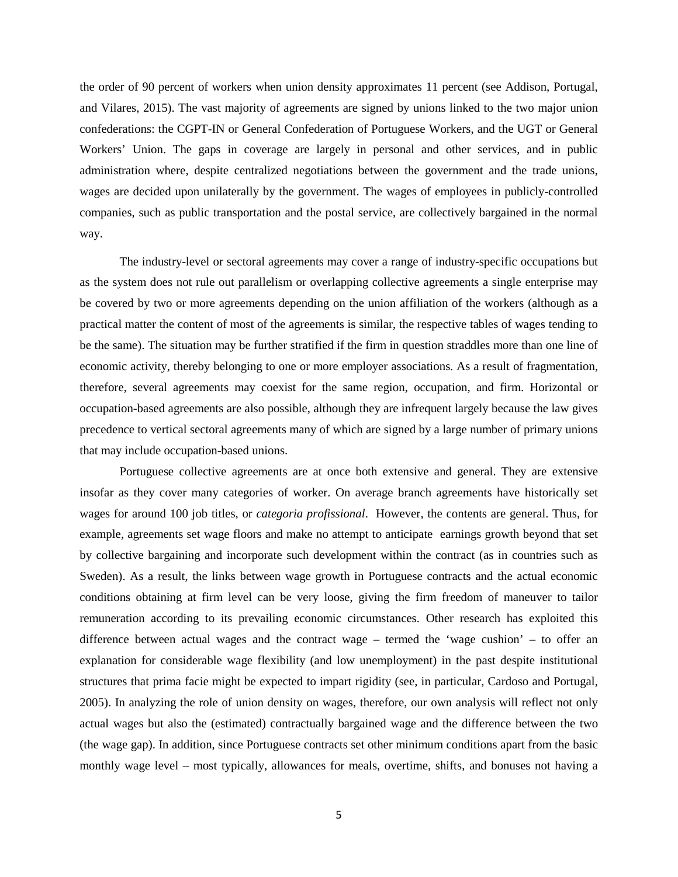the order of 90 percent of workers when union density approximates 11 percent (see Addison, Portugal, and Vilares, 2015). The vast majority of agreements are signed by unions linked to the two major union confederations: the CGPT-IN or General Confederation of Portuguese Workers, and the UGT or General Workers' Union. The gaps in coverage are largely in personal and other services, and in public administration where, despite centralized negotiations between the government and the trade unions, wages are decided upon unilaterally by the government. The wages of employees in publicly-controlled companies, such as public transportation and the postal service, are collectively bargained in the normal way.

The industry-level or sectoral agreements may cover a range of industry-specific occupations but as the system does not rule out parallelism or overlapping collective agreements a single enterprise may be covered by two or more agreements depending on the union affiliation of the workers (although as a practical matter the content of most of the agreements is similar, the respective tables of wages tending to be the same). The situation may be further stratified if the firm in question straddles more than one line of economic activity, thereby belonging to one or more employer associations. As a result of fragmentation, therefore, several agreements may coexist for the same region, occupation, and firm. Horizontal or occupation-based agreements are also possible, although they are infrequent largely because the law gives precedence to vertical sectoral agreements many of which are signed by a large number of primary unions that may include occupation-based unions.

Portuguese collective agreements are at once both extensive and general. They are extensive insofar as they cover many categories of worker. On average branch agreements have historically set wages for around 100 job titles, or *categoria profissional*. However, the contents are general. Thus, for example, agreements set wage floors and make no attempt to anticipate earnings growth beyond that set by collective bargaining and incorporate such development within the contract (as in countries such as Sweden). As a result, the links between wage growth in Portuguese contracts and the actual economic conditions obtaining at firm level can be very loose, giving the firm freedom of maneuver to tailor remuneration according to its prevailing economic circumstances. Other research has exploited this difference between actual wages and the contract wage – termed the 'wage cushion' – to offer an explanation for considerable wage flexibility (and low unemployment) in the past despite institutional structures that prima facie might be expected to impart rigidity (see, in particular, Cardoso and Portugal, 2005). In analyzing the role of union density on wages, therefore, our own analysis will reflect not only actual wages but also the (estimated) contractually bargained wage and the difference between the two (the wage gap). In addition, since Portuguese contracts set other minimum conditions apart from the basic monthly wage level – most typically, allowances for meals, overtime, shifts, and bonuses not having a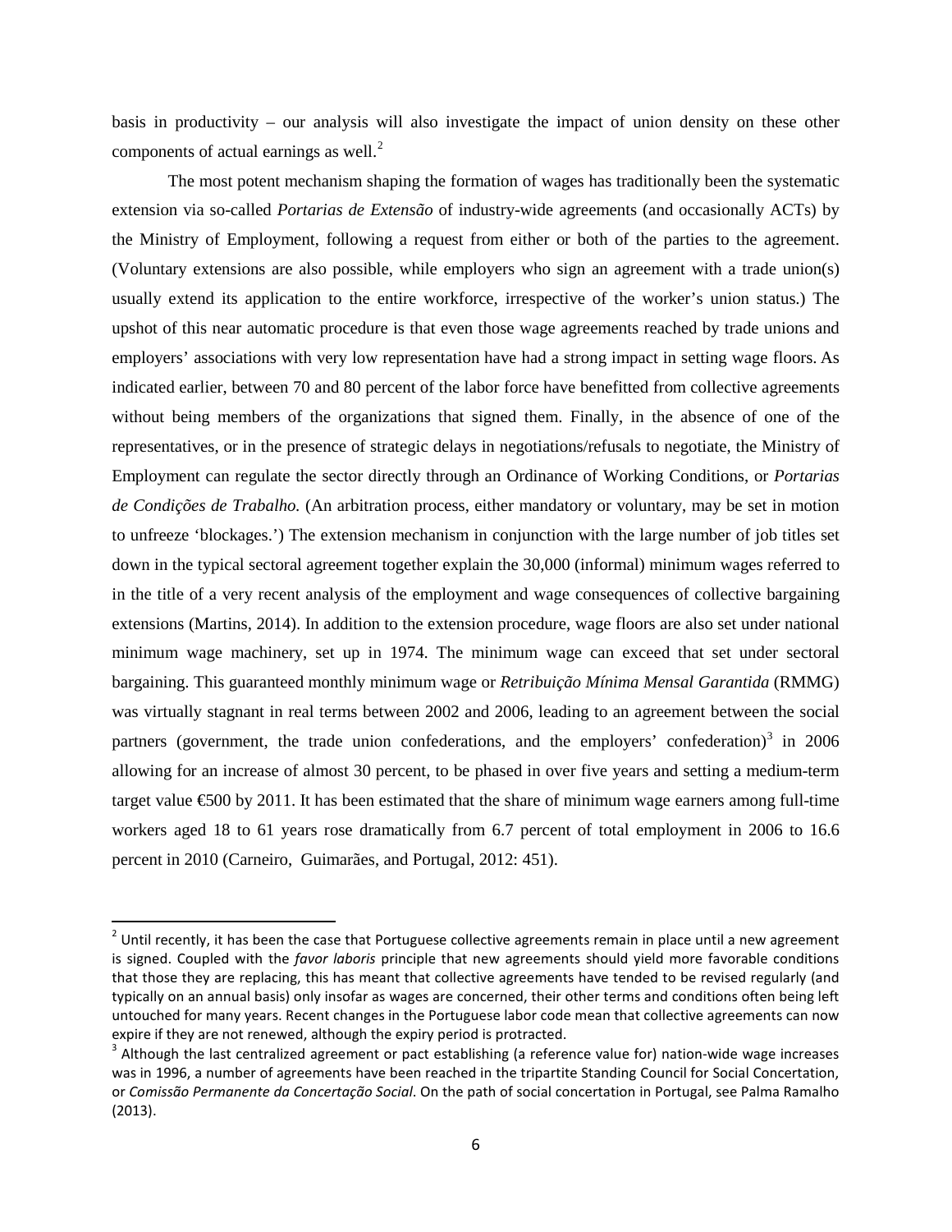basis in productivity – our analysis will also investigate the impact of union density on these other components of actual earnings as well.[2]

The most potent mechanism shaping the formation of wages has traditionally been the systematic extension via so-called *Portarias de Extensão* of industry-wide agreements (and occasionally ACTs) by the Ministry of Employment, following a request from either or both of the parties to the agreement. (Voluntary extensions are also possible, while employers who sign an agreement with a trade union(s) usually extend its application to the entire workforce, irrespective of the worker's union status.) The upshot of this near automatic procedure is that even those wage agreements reached by trade unions and employers' associations with very low representation have had a strong impact in setting wage floors. As indicated earlier, between 70 and 80 percent of the labor force have benefitted from collective agreements without being members of the organizations that signed them. Finally, in the absence of one of the representatives, or in the presence of strategic delays in negotiations/refusals to negotiate, the Ministry of Employment can regulate the sector directly through an Ordinance of Working Conditions, or *Portarias de Condições de Trabalho.* (An arbitration process, either mandatory or voluntary, may be set in motion to unfreeze 'blockages.') The extension mechanism in conjunction with the large number of job titles set down in the typical sectoral agreement together explain the 30,000 (informal) minimum wages referred to in the title of a very recent analysis of the employment and wage consequences of collective bargaining extensions (Martins, 2014). In addition to the extension procedure, wage floors are also set under national minimum wage machinery, set up in 1974. The minimum wage can exceed that set under sectoral bargaining. This guaranteed monthly minimum wage or *Retribuição Mínima Mensal Garantida* (RMMG) was virtually stagnant in real terms between 2002 and 2006, leading to an agreement between the social partners (government, the trade union confederations, and the employers' confederation)[3] in 2006 allowing for an increase of almost 30 percent, to be phased in over five years and setting a medium-term target value €500 by 2011. It has been estimated that the share of minimum wage earners among full-time workers aged 18 to 61 years rose dramatically from 6.7 percent of total employment in 2006 to 16.6 percent in 2010 (Carneiro, Guimarães, and Portugal, 2012: 451).

---

[2] Until recently, it has been the case that Portuguese collective agreements remain in place until a new agreement is signed. Coupled with the *favor laboris* principle that new agreements should yield more favorable conditions that those they are replacing, this has meant that collective agreements have tended to be revised regularly (and typically on an annual basis) only insofar as wages are concerned, their other terms and conditions often being left untouched for many years. Recent changes in the Portuguese labor code mean that collective agreements can now expire if they are not renewed, although the expiry period is protracted.

[3] Although the last centralized agreement or pact establishing (a reference value for) nation-wide wage increases was in 1996, a number of agreements have been reached in the tripartite Standing Council for Social Concertation, or *Comissão Permanente da Concertação Social*. On the path of social concertation in Portugal, see Palma Ramalho (2013).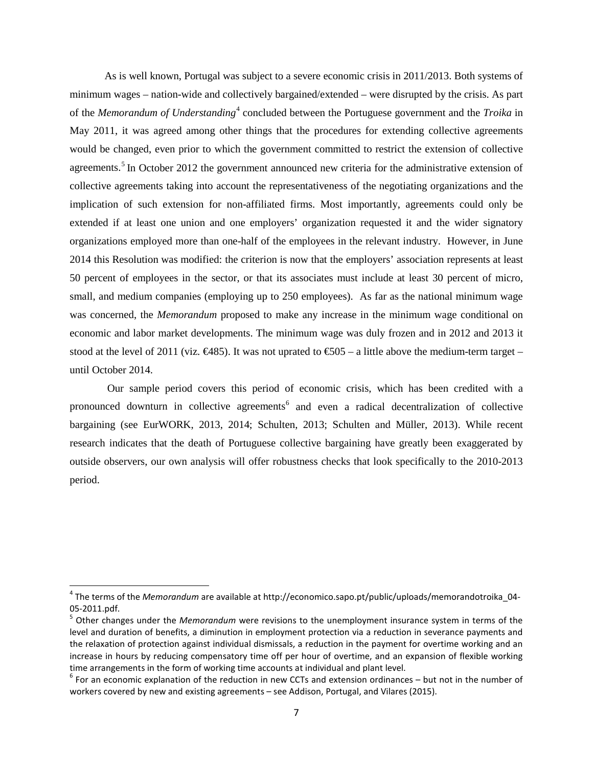As is well known, Portugal was subject to a severe economic crisis in 2011/2013. Both systems of minimum wages – nation-wide and collectively bargained/extended – were disrupted by the crisis. As part of the *Memorandum of Understanding*[4] concluded between the Portuguese government and the *Troika* in May 2011, it was agreed among other things that the procedures for extending collective agreements would be changed, even prior to which the government committed to restrict the extension of collective agreements.[5] In October 2012 the government announced new criteria for the administrative extension of collective agreements taking into account the representativeness of the negotiating organizations and the implication of such extension for non-affiliated firms. Most importantly, agreements could only be extended if at least one union and one employers' organization requested it and the wider signatory organizations employed more than one-half of the employees in the relevant industry. However, in June 2014 this Resolution was modified: the criterion is now that the employers' association represents at least 50 percent of employees in the sector, or that its associates must include at least 30 percent of micro, small, and medium companies (employing up to 250 employees). As far as the national minimum wage was concerned, the *Memorandum* proposed to make any increase in the minimum wage conditional on economic and labor market developments. The minimum wage was duly frozen and in 2012 and 2013 it stood at the level of 2011 (viz. €485). It was not uprated to €505 – a little above the medium-term target – until October 2014.

Our sample period covers this period of economic crisis, which has been credited with a pronounced downturn in collective agreements[6] and even a radical decentralization of collective bargaining (see EurWORK, 2013, 2014; Schulten, 2013; Schulten and Müller, 2013). While recent research indicates that the death of Portuguese collective bargaining have greatly been exaggerated by outside observers, our own analysis will offer robustness checks that look specifically to the 2010-2013 period.

---

[4] The terms of the *Memorandum* are available at http://economico.sapo.pt/public/uploads/memorandotroika_04-05-2011.pdf.

[5] Other changes under the *Memorandum* were revisions to the unemployment insurance system in terms of the level and duration of benefits, a diminution in employment protection via a reduction in severance payments and the relaxation of protection against individual dismissals, a reduction in the payment for overtime working and an increase in hours by reducing compensatory time off per hour of overtime, and an expansion of flexible working time arrangements in the form of working time accounts at individual and plant level.

[6] For an economic explanation of the reduction in new CCTs and extension ordinances – but not in the number of workers covered by new and existing agreements – see Addison, Portugal, and Vilares (2015).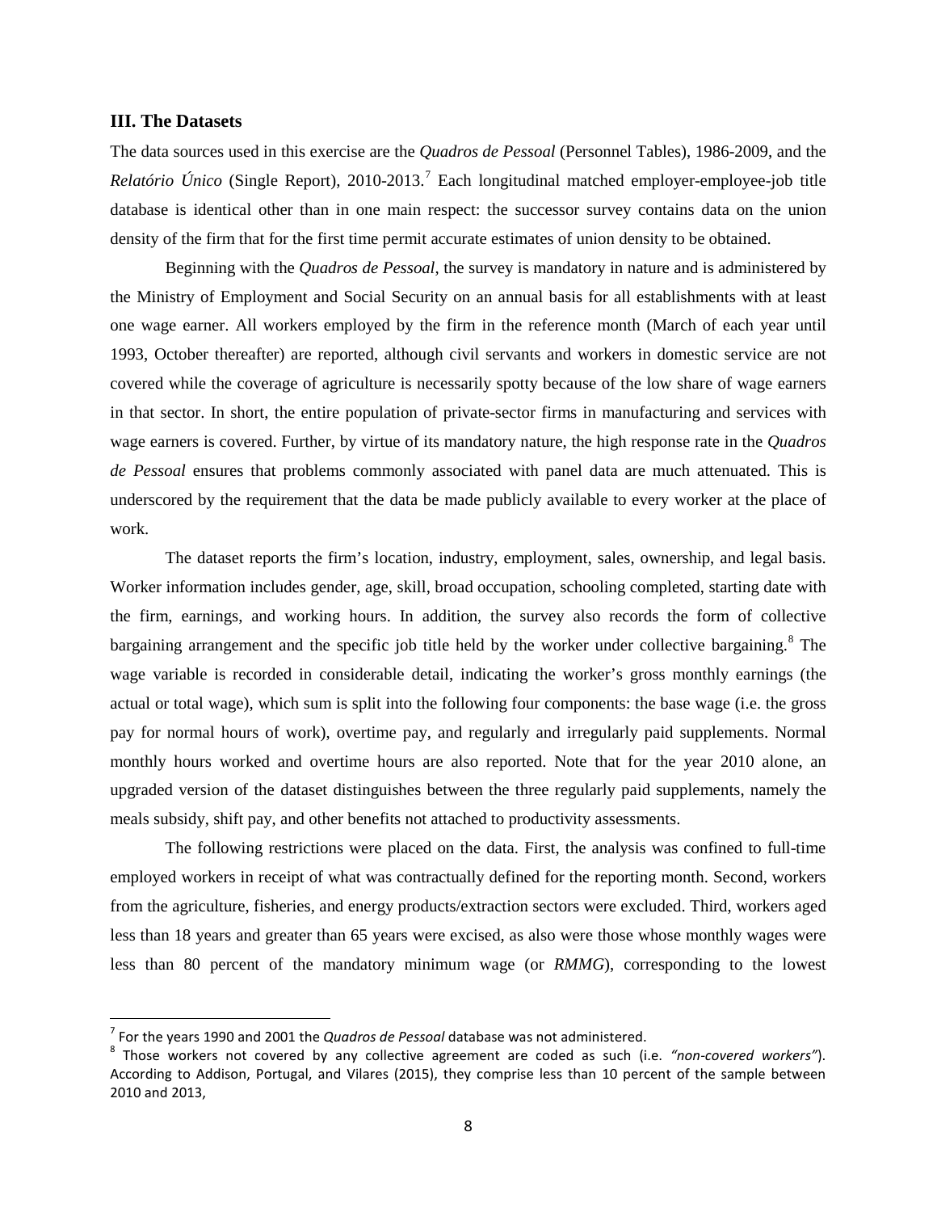### III. The Datasets

The data sources used in this exercise are the *Quadros de Pessoal* (Personnel Tables), 1986-2009, and the *Relatório Único* (Single Report), 2010-2013.[7] Each longitudinal matched employer-employee-job title database is identical other than in one main respect: the successor survey contains data on the union density of the firm that for the first time permit accurate estimates of union density to be obtained.

Beginning with the *Quadros de Pessoal*, the survey is mandatory in nature and is administered by the Ministry of Employment and Social Security on an annual basis for all establishments with at least one wage earner. All workers employed by the firm in the reference month (March of each year until 1993, October thereafter) are reported, although civil servants and workers in domestic service are not covered while the coverage of agriculture is necessarily spotty because of the low share of wage earners in that sector. In short, the entire population of private-sector firms in manufacturing and services with wage earners is covered. Further, by virtue of its mandatory nature, the high response rate in the *Quadros de Pessoal* ensures that problems commonly associated with panel data are much attenuated. This is underscored by the requirement that the data be made publicly available to every worker at the place of work.

The dataset reports the firm's location, industry, employment, sales, ownership, and legal basis. Worker information includes gender, age, skill, broad occupation, schooling completed, starting date with the firm, earnings, and working hours. In addition, the survey also records the form of collective bargaining arrangement and the specific job title held by the worker under collective bargaining.[8] The wage variable is recorded in considerable detail, indicating the worker's gross monthly earnings (the actual or total wage), which sum is split into the following four components: the base wage (i.e. the gross pay for normal hours of work), overtime pay, and regularly and irregularly paid supplements. Normal monthly hours worked and overtime hours are also reported. Note that for the year 2010 alone, an upgraded version of the dataset distinguishes between the three regularly paid supplements, namely the meals subsidy, shift pay, and other benefits not attached to productivity assessments.

The following restrictions were placed on the data. First, the analysis was confined to full-time employed workers in receipt of what was contractually defined for the reporting month. Second, workers from the agriculture, fisheries, and energy products/extraction sectors were excluded. Third, workers aged less than 18 years and greater than 65 years were excised, as also were those whose monthly wages were less than 80 percent of the mandatory minimum wage (or *RMMG*), corresponding to the lowest

---

[7] For the years 1990 and 2001 the *Quadros de Pessoal* database was not administered.

[8] Those workers not covered by any collective agreement are coded as such (i.e. *"non-covered workers"*). According to Addison, Portugal, and Vilares (2015), they comprise less than 10 percent of the sample between 2010 and 2013,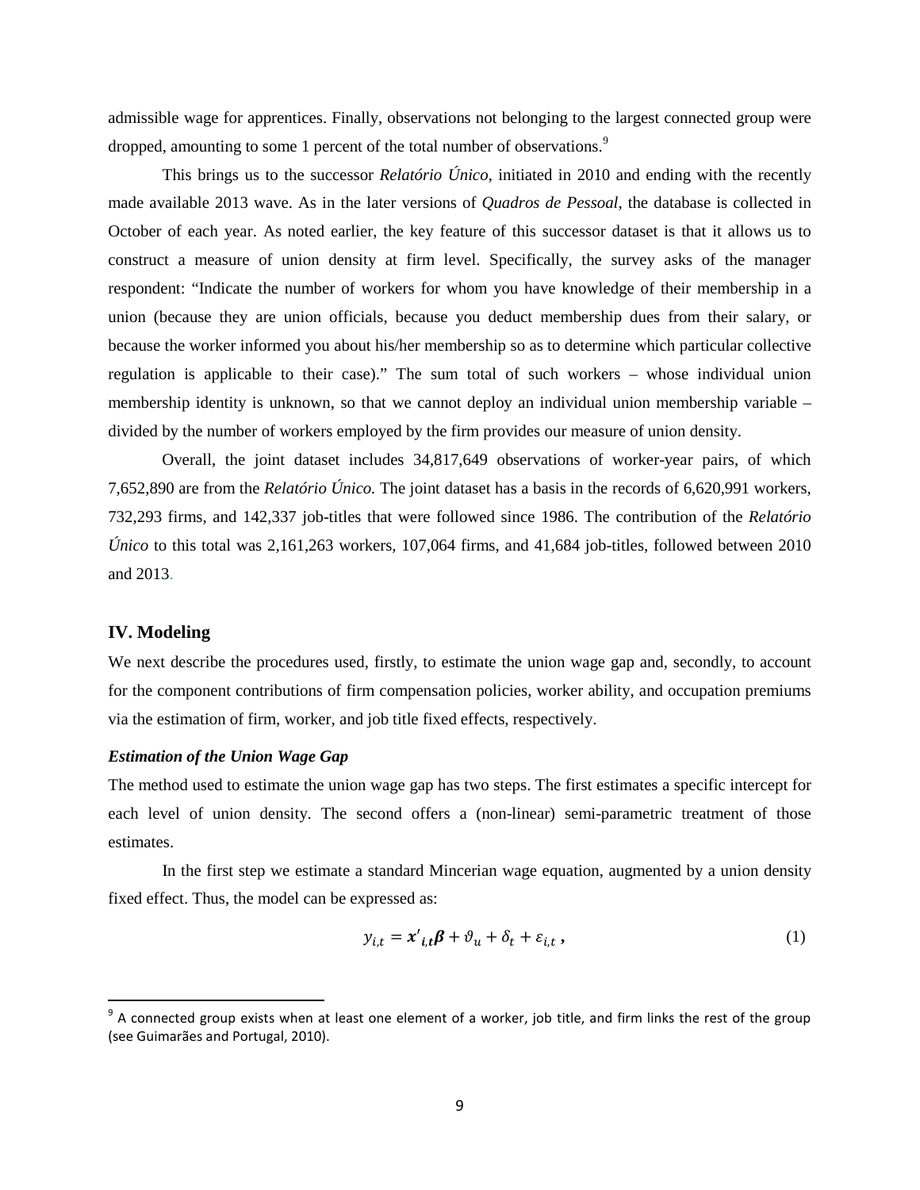admissible wage for apprentices. Finally, observations not belonging to the largest connected group were dropped, amounting to some 1 percent of the total number of observations.[9]

This brings us to the successor *Relatório Único*, initiated in 2010 and ending with the recently made available 2013 wave. As in the later versions of *Quadros de Pessoal*, the database is collected in October of each year. As noted earlier, the key feature of this successor dataset is that it allows us to construct a measure of union density at firm level. Specifically, the survey asks of the manager respondent: "Indicate the number of workers for whom you have knowledge of their membership in a union (because they are union officials, because you deduct membership dues from their salary, or because the worker informed you about his/her membership so as to determine which particular collective regulation is applicable to their case)." The sum total of such workers – whose individual union membership identity is unknown, so that we cannot deploy an individual union membership variable – divided by the number of workers employed by the firm provides our measure of union density.

Overall, the joint dataset includes 34,817,649 observations of worker-year pairs, of which 7,652,890 are from the *Relatório Único.* The joint dataset has a basis in the records of 6,620,991 workers, 732,293 firms, and 142,337 job-titles that were followed since 1986. The contribution of the *Relatório Único* to this total was 2,161,263 workers, 107,064 firms, and 41,684 job-titles, followed between 2010 and 2013.

## IV. Modeling

We next describe the procedures used, firstly, to estimate the union wage gap and, secondly, to account for the component contributions of firm compensation policies, worker ability, and occupation premiums via the estimation of firm, worker, and job title fixed effects, respectively.

### *Estimation of the Union Wage Gap*

The method used to estimate the union wage gap has two steps. The first estimates a specific intercept for each level of union density. The second offers a (non-linear) semi-parametric treatment of those estimates.

In the first step we estimate a standard Mincerian wage equation, augmented by a union density fixed effect. Thus, the model can be expressed as:

$$y_{i,t} = \boldsymbol{x'}_{\boldsymbol{i,t}}\boldsymbol{\beta} + \vartheta_u + \delta_t + \varepsilon_{i,t} \,, \qquad (1)$$

[9] A connected group exists when at least one element of a worker, job title, and firm links the rest of the group (see Guimarães and Portugal, 2010).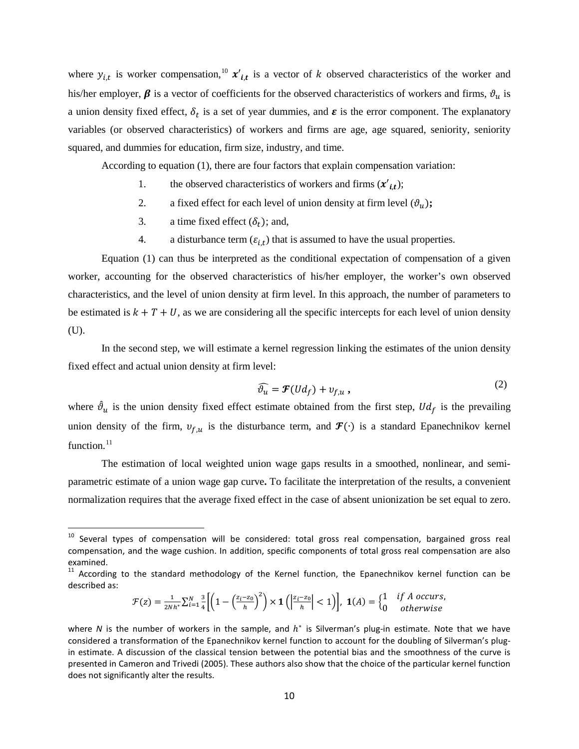where $y_{i,t}$ is worker compensation,[10] $\boldsymbol{x'}_{i,t}$ is a vector of $k$ observed characteristics of the worker and his/her employer, $\boldsymbol{\beta}$ is a vector of coefficients for the observed characteristics of workers and firms, $\vartheta_u$ is a union density fixed effect, $\delta_t$ is a set of year dummies, and $\boldsymbol{\varepsilon}$ is the error component. The explanatory variables (or observed characteristics) of workers and firms are age, age squared, seniority, seniority squared, and dummies for education, firm size, industry, and time.

According to equation (1), there are four factors that explain compensation variation:

1. the observed characteristics of workers and firms ($\boldsymbol{x'}_{i,t}$);
2. a fixed effect for each level of union density at firm level ($\vartheta_u$)**;**
3. a time fixed effect ($\delta_t$); and,
4. a disturbance term ($\varepsilon_{i,t}$) that is assumed to have the usual properties.

Equation (1) can thus be interpreted as the conditional expectation of compensation of a given worker, accounting for the observed characteristics of his/her employer, the worker's own observed characteristics, and the level of union density at firm level. In this approach, the number of parameters to be estimated is $k + T + U$, as we are considering all the specific intercepts for each level of union density (U).

In the second step, we will estimate a kernel regression linking the estimates of the union density fixed effect and actual union density at firm level:

$$\widehat{\vartheta_u} = \boldsymbol{\mathcal{F}}(Ud_f) + v_{f,u}\ , \tag{2}$$

where $\hat{\vartheta}_u$ is the union density fixed effect estimate obtained from the first step, $Ud_f$ is the prevailing union density of the firm, $v_{f,u}$ is the disturbance term, and $\boldsymbol{\mathcal{F}}(\cdot)$ is a standard Epanechnikov kernel function.[11]

The estimation of local weighted union wage gaps results in a smoothed, nonlinear, and semi-parametric estimate of a union wage gap curve**.** To facilitate the interpretation of the results, a convenient normalization requires that the average fixed effect in the case of absent unionization be set equal to zero.

---

[10] Several types of compensation will be considered: total gross real compensation, bargained gross real compensation, and the wage cushion. In addition, specific components of total gross real compensation are also examined.

[11] According to the standard methodology of the Kernel function, the Epanechnikov kernel function can be described as:

$$\mathcal{F}(z) = \frac{1}{2Nh^*}\sum_{i=1}^{N}\frac{3}{4}\left[\left(1-\left(\frac{z_i - z_0}{h}\right)^2\right) \times \mathbf{1}\left(\left|\frac{z_i - z_0}{h}\right| < 1\right)\right],\ \mathbf{1}(A) = \begin{cases} 1 & if\ A\ occurs, \\ 0 & otherwise \end{cases}$$

where *N* is the number of workers in the sample, and $h^*$ is Silverman's plug-in estimate. Note that we have considered a transformation of the Epanechnikov kernel function to account for the doubling of Silverman's plug-in estimate. A discussion of the classical tension between the potential bias and the smoothness of the curve is presented in Cameron and Trivedi (2005). These authors also show that the choice of the particular kernel function does not significantly alter the results.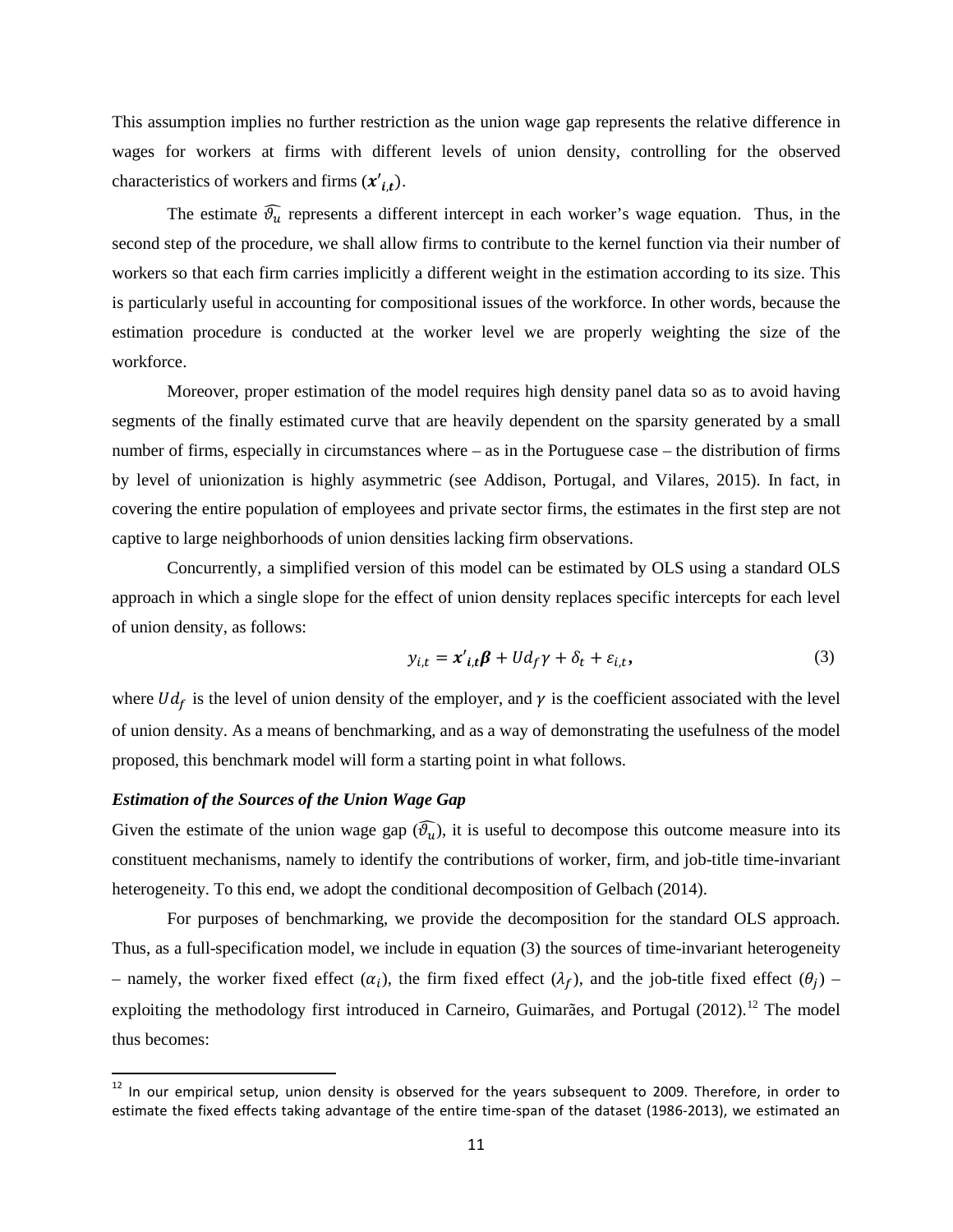This assumption implies no further restriction as the union wage gap represents the relative difference in wages for workers at firms with different levels of union density, controlling for the observed characteristics of workers and firms ($\boldsymbol{x'}_{i,t}$).

The estimate $\widehat{\vartheta_u}$ represents a different intercept in each worker's wage equation. Thus, in the second step of the procedure, we shall allow firms to contribute to the kernel function via their number of workers so that each firm carries implicitly a different weight in the estimation according to its size. This is particularly useful in accounting for compositional issues of the workforce. In other words, because the estimation procedure is conducted at the worker level we are properly weighting the size of the workforce.

Moreover, proper estimation of the model requires high density panel data so as to avoid having segments of the finally estimated curve that are heavily dependent on the sparsity generated by a small number of firms, especially in circumstances where – as in the Portuguese case – the distribution of firms by level of unionization is highly asymmetric (see Addison, Portugal, and Vilares, 2015). In fact, in covering the entire population of employees and private sector firms, the estimates in the first step are not captive to large neighborhoods of union densities lacking firm observations.

Concurrently, a simplified version of this model can be estimated by OLS using a standard OLS approach in which a single slope for the effect of union density replaces specific intercepts for each level of union density, as follows:

$$y_{i,t} = \boldsymbol{x'}_{i,t}\boldsymbol{\beta} + Ud_f\gamma + \delta_t + \varepsilon_{i,t}, \tag{3}$$

where $Ud_f$ is the level of union density of the employer, and $\gamma$ is the coefficient associated with the level of union density. As a means of benchmarking, and as a way of demonstrating the usefulness of the model proposed, this benchmark model will form a starting point in what follows.

***Estimation of the Sources of the Union Wage Gap***

Given the estimate of the union wage gap ($\widehat{\vartheta_u}$), it is useful to decompose this outcome measure into its constituent mechanisms, namely to identify the contributions of worker, firm, and job-title time-invariant heterogeneity. To this end, we adopt the conditional decomposition of Gelbach (2014).

For purposes of benchmarking, we provide the decomposition for the standard OLS approach. Thus, as a full-specification model, we include in equation (3) the sources of time-invariant heterogeneity – namely, the worker fixed effect ($\alpha_i$), the firm fixed effect ($\lambda_f$), and the job-title fixed effect ($\theta_j$) – exploiting the methodology first introduced in Carneiro, Guimarães, and Portugal (2012).[12] The model thus becomes:

[12] In our empirical setup, union density is observed for the years subsequent to 2009. Therefore, in order to estimate the fixed effects taking advantage of the entire time-span of the dataset (1986-2013), we estimated an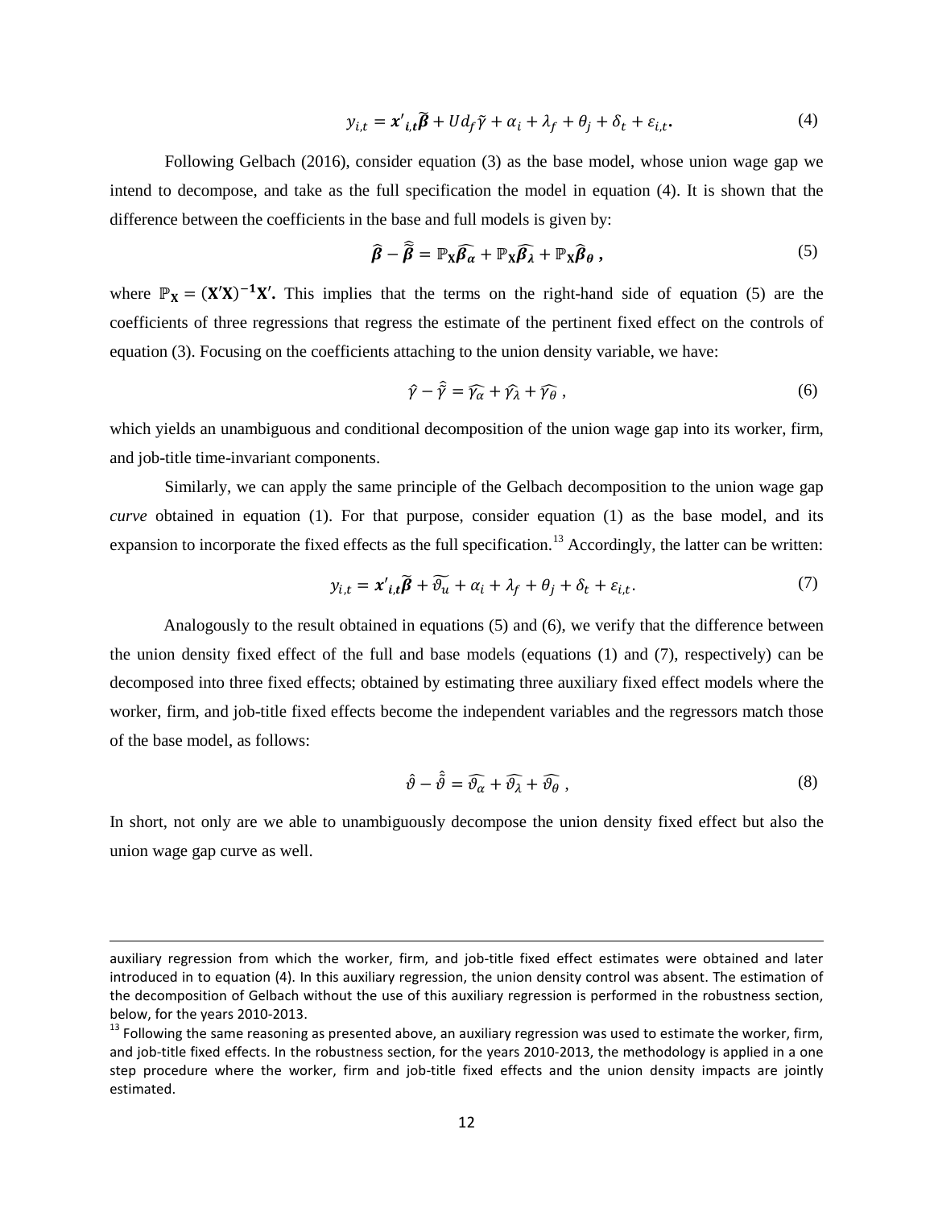$$y_{i,t} = \boldsymbol{x'}_{i,t}\widetilde{\boldsymbol{\beta}} + Ud_f\tilde{\gamma} + \alpha_i + \lambda_f + \theta_j + \delta_t + \varepsilon_{i,t}. \tag{4}$$

Following Gelbach (2016), consider equation (3) as the base model, whose union wage gap we intend to decompose, and take as the full specification the model in equation (4). It is shown that the difference between the coefficients in the base and full models is given by:

$$\widehat{\boldsymbol{\beta}} - \widehat{\widetilde{\boldsymbol{\beta}}} = \mathbb{P}_{\mathbf{X}}\widehat{\boldsymbol{\beta}_{\alpha}} + \mathbb{P}_{\mathbf{X}}\widehat{\boldsymbol{\beta}_{\lambda}} + \mathbb{P}_{\mathbf{X}}\widehat{\boldsymbol{\beta}}_{\boldsymbol{\theta}}\ , \tag{5}$$

where $\mathbb{P}_{\mathbf{X}} = (\mathbf{X'X})^{-1}\mathbf{X'}$. This implies that the terms on the right-hand side of equation (5) are the coefficients of three regressions that regress the estimate of the pertinent fixed effect on the controls of equation (3). Focusing on the coefficients attaching to the union density variable, we have:

$$\hat{\gamma} - \hat{\tilde{\gamma}} = \widehat{\gamma_{\alpha}} + \widehat{\gamma_{\lambda}} + \widehat{\gamma_{\theta}}\ , \tag{6}$$

which yields an unambiguous and conditional decomposition of the union wage gap into its worker, firm, and job-title time-invariant components.

Similarly, we can apply the same principle of the Gelbach decomposition to the union wage gap *curve* obtained in equation (1). For that purpose, consider equation (1) as the base model, and its expansion to incorporate the fixed effects as the full specification.[13] Accordingly, the latter can be written:

$$y_{i,t} = \boldsymbol{x'}_{i,t}\widetilde{\boldsymbol{\beta}} + \widetilde{\vartheta_u} + \alpha_i + \lambda_f + \theta_j + \delta_t + \varepsilon_{i,t}. \tag{7}$$

Analogously to the result obtained in equations (5) and (6), we verify that the difference between the union density fixed effect of the full and base models (equations (1) and (7), respectively) can be decomposed into three fixed effects; obtained by estimating three auxiliary fixed effect models where the worker, firm, and job-title fixed effects become the independent variables and the regressors match those of the base model, as follows:

$$\hat{\vartheta} - \hat{\tilde{\vartheta}} = \widehat{\vartheta_{\alpha}} + \widehat{\vartheta_{\lambda}} + \widehat{\vartheta_{\theta}}\ , \tag{8}$$

In short, not only are we able to unambiguously decompose the union density fixed effect but also the union wage gap curve as well.

---

auxiliary regression from which the worker, firm, and job-title fixed effect estimates were obtained and later introduced in to equation (4). In this auxiliary regression, the union density control was absent. The estimation of the decomposition of Gelbach without the use of this auxiliary regression is performed in the robustness section, below, for the years 2010-2013.

[13] Following the same reasoning as presented above, an auxiliary regression was used to estimate the worker, firm, and job-title fixed effects. In the robustness section, for the years 2010-2013, the methodology is applied in a one step procedure where the worker, firm and job-title fixed effects and the union density impacts are jointly estimated.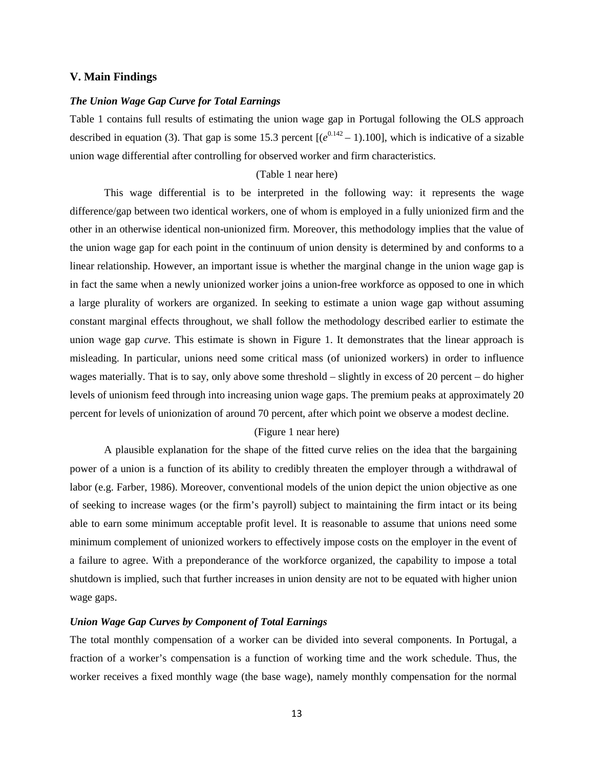## V. Main Findings

### *The Union Wage Gap Curve for Total Earnings*

Table 1 contains full results of estimating the union wage gap in Portugal following the OLS approach described in equation (3). That gap is some 15.3 percent $[(e^{0.142} - 1).100]$, which is indicative of a sizable union wage differential after controlling for observed worker and firm characteristics.

(Table 1 near here)

This wage differential is to be interpreted in the following way: it represents the wage difference/gap between two identical workers, one of whom is employed in a fully unionized firm and the other in an otherwise identical non-unionized firm. Moreover, this methodology implies that the value of the union wage gap for each point in the continuum of union density is determined by and conforms to a linear relationship. However, an important issue is whether the marginal change in the union wage gap is in fact the same when a newly unionized worker joins a union-free workforce as opposed to one in which a large plurality of workers are organized. In seeking to estimate a union wage gap without assuming constant marginal effects throughout, we shall follow the methodology described earlier to estimate the union wage gap *curve*. This estimate is shown in Figure 1. It demonstrates that the linear approach is misleading. In particular, unions need some critical mass (of unionized workers) in order to influence wages materially. That is to say, only above some threshold – slightly in excess of 20 percent – do higher levels of unionism feed through into increasing union wage gaps. The premium peaks at approximately 20 percent for levels of unionization of around 70 percent, after which point we observe a modest decline.

(Figure 1 near here)

A plausible explanation for the shape of the fitted curve relies on the idea that the bargaining power of a union is a function of its ability to credibly threaten the employer through a withdrawal of labor (e.g. Farber, 1986). Moreover, conventional models of the union depict the union objective as one of seeking to increase wages (or the firm's payroll) subject to maintaining the firm intact or its being able to earn some minimum acceptable profit level. It is reasonable to assume that unions need some minimum complement of unionized workers to effectively impose costs on the employer in the event of a failure to agree. With a preponderance of the workforce organized, the capability to impose a total shutdown is implied, such that further increases in union density are not to be equated with higher union wage gaps.

### *Union Wage Gap Curves by Component of Total Earnings*

The total monthly compensation of a worker can be divided into several components. In Portugal, a fraction of a worker's compensation is a function of working time and the work schedule. Thus, the worker receives a fixed monthly wage (the base wage), namely monthly compensation for the normal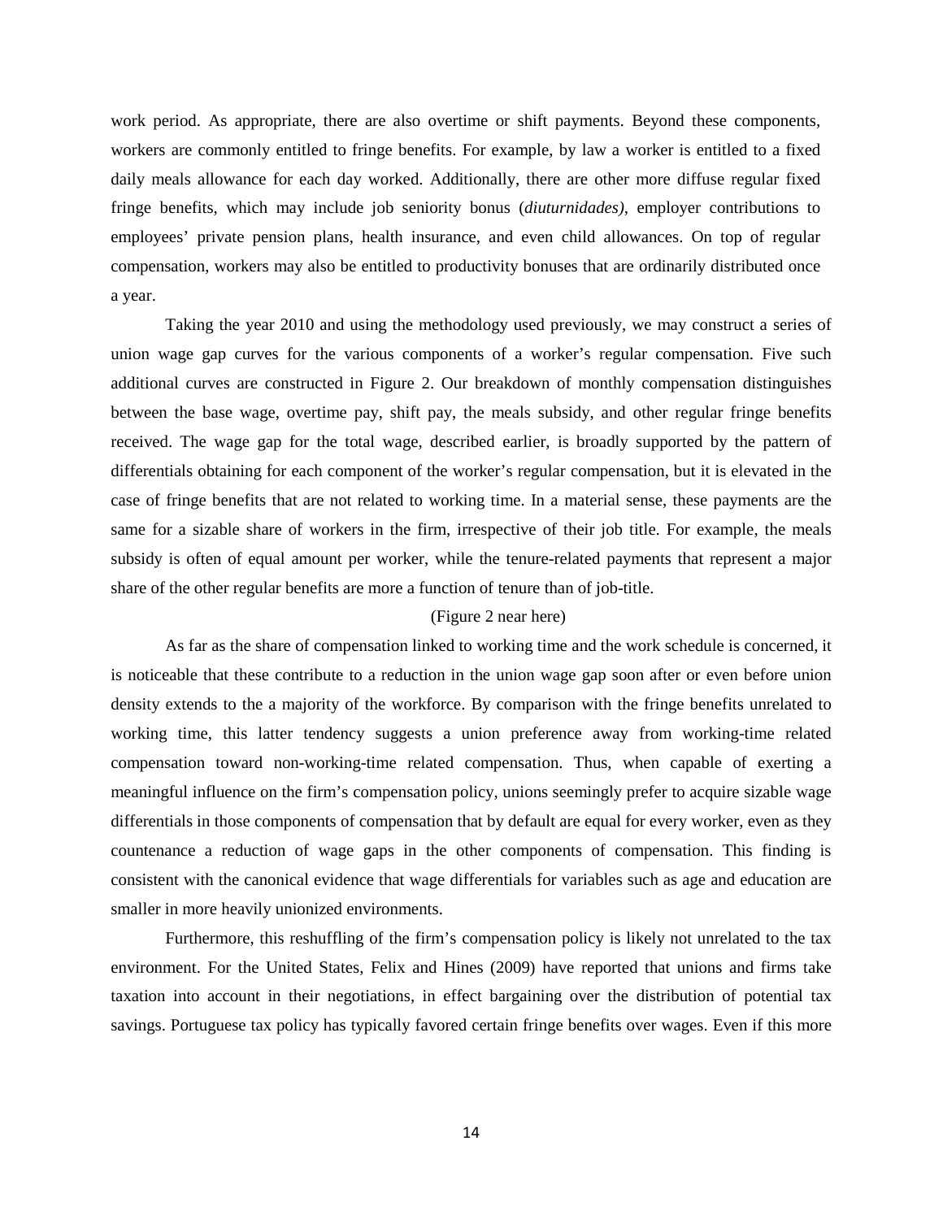work period. As appropriate, there are also overtime or shift payments. Beyond these components, workers are commonly entitled to fringe benefits. For example, by law a worker is entitled to a fixed daily meals allowance for each day worked. Additionally, there are other more diffuse regular fixed fringe benefits, which may include job seniority bonus (*diuturnidades)*, employer contributions to employees' private pension plans, health insurance, and even child allowances. On top of regular compensation, workers may also be entitled to productivity bonuses that are ordinarily distributed once a year.

Taking the year 2010 and using the methodology used previously, we may construct a series of union wage gap curves for the various components of a worker's regular compensation. Five such additional curves are constructed in Figure 2. Our breakdown of monthly compensation distinguishes between the base wage, overtime pay, shift pay, the meals subsidy, and other regular fringe benefits received. The wage gap for the total wage, described earlier, is broadly supported by the pattern of differentials obtaining for each component of the worker's regular compensation, but it is elevated in the case of fringe benefits that are not related to working time. In a material sense, these payments are the same for a sizable share of workers in the firm, irrespective of their job title. For example, the meals subsidy is often of equal amount per worker, while the tenure-related payments that represent a major share of the other regular benefits are more a function of tenure than of job-title.

(Figure 2 near here)

As far as the share of compensation linked to working time and the work schedule is concerned, it is noticeable that these contribute to a reduction in the union wage gap soon after or even before union density extends to the a majority of the workforce. By comparison with the fringe benefits unrelated to working time, this latter tendency suggests a union preference away from working-time related compensation toward non-working-time related compensation. Thus, when capable of exerting a meaningful influence on the firm's compensation policy, unions seemingly prefer to acquire sizable wage differentials in those components of compensation that by default are equal for every worker, even as they countenance a reduction of wage gaps in the other components of compensation. This finding is consistent with the canonical evidence that wage differentials for variables such as age and education are smaller in more heavily unionized environments.

Furthermore, this reshuffling of the firm's compensation policy is likely not unrelated to the tax environment. For the United States, Felix and Hines (2009) have reported that unions and firms take taxation into account in their negotiations, in effect bargaining over the distribution of potential tax savings. Portuguese tax policy has typically favored certain fringe benefits over wages. Even if this more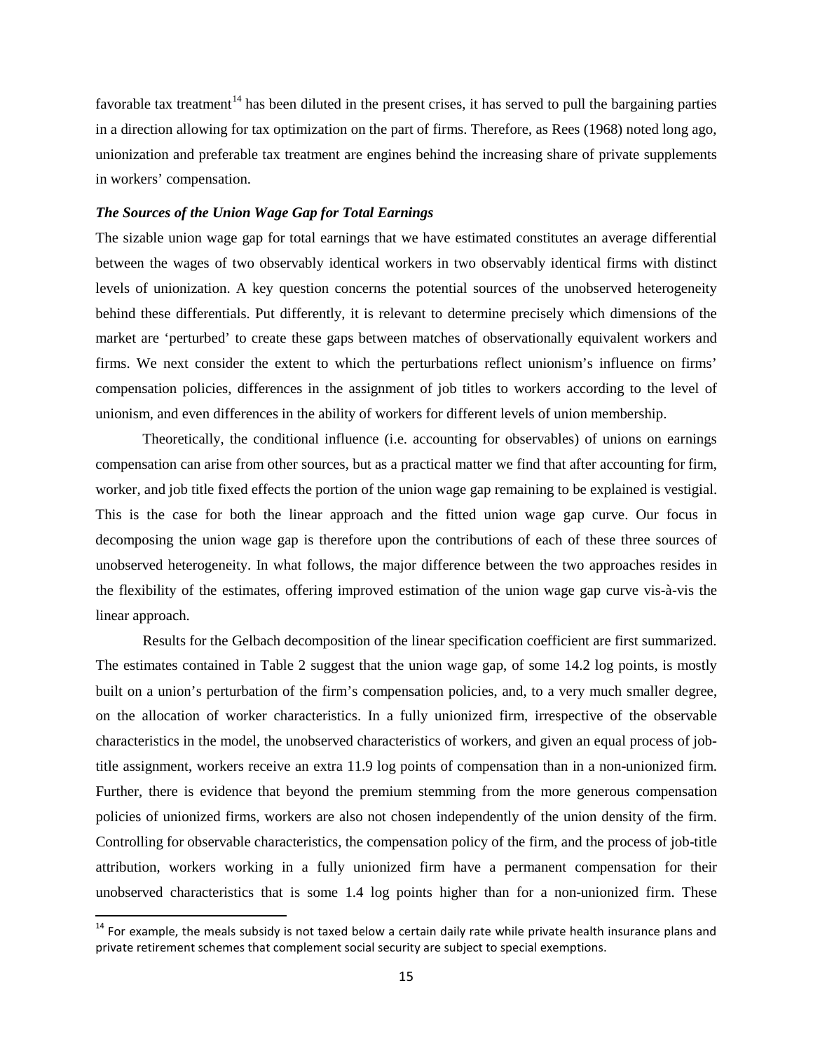favorable tax treatment[14] has been diluted in the present crises, it has served to pull the bargaining parties in a direction allowing for tax optimization on the part of firms. Therefore, as Rees (1968) noted long ago, unionization and preferable tax treatment are engines behind the increasing share of private supplements in workers' compensation.

### *The Sources of the Union Wage Gap for Total Earnings*

The sizable union wage gap for total earnings that we have estimated constitutes an average differential between the wages of two observably identical workers in two observably identical firms with distinct levels of unionization. A key question concerns the potential sources of the unobserved heterogeneity behind these differentials. Put differently, it is relevant to determine precisely which dimensions of the market are 'perturbed' to create these gaps between matches of observationally equivalent workers and firms. We next consider the extent to which the perturbations reflect unionism's influence on firms' compensation policies, differences in the assignment of job titles to workers according to the level of unionism, and even differences in the ability of workers for different levels of union membership.

Theoretically, the conditional influence (i.e. accounting for observables) of unions on earnings compensation can arise from other sources, but as a practical matter we find that after accounting for firm, worker, and job title fixed effects the portion of the union wage gap remaining to be explained is vestigial. This is the case for both the linear approach and the fitted union wage gap curve. Our focus in decomposing the union wage gap is therefore upon the contributions of each of these three sources of unobserved heterogeneity. In what follows, the major difference between the two approaches resides in the flexibility of the estimates, offering improved estimation of the union wage gap curve vis-à-vis the linear approach.

Results for the Gelbach decomposition of the linear specification coefficient are first summarized. The estimates contained in Table 2 suggest that the union wage gap, of some 14.2 log points, is mostly built on a union's perturbation of the firm's compensation policies, and, to a very much smaller degree, on the allocation of worker characteristics. In a fully unionized firm, irrespective of the observable characteristics in the model, the unobserved characteristics of workers, and given an equal process of job-title assignment, workers receive an extra 11.9 log points of compensation than in a non-unionized firm. Further, there is evidence that beyond the premium stemming from the more generous compensation policies of unionized firms, workers are also not chosen independently of the union density of the firm. Controlling for observable characteristics, the compensation policy of the firm, and the process of job-title attribution, workers working in a fully unionized firm have a permanent compensation for their unobserved characteristics that is some 1.4 log points higher than for a non-unionized firm. These

[14] For example, the meals subsidy is not taxed below a certain daily rate while private health insurance plans and private retirement schemes that complement social security are subject to special exemptions.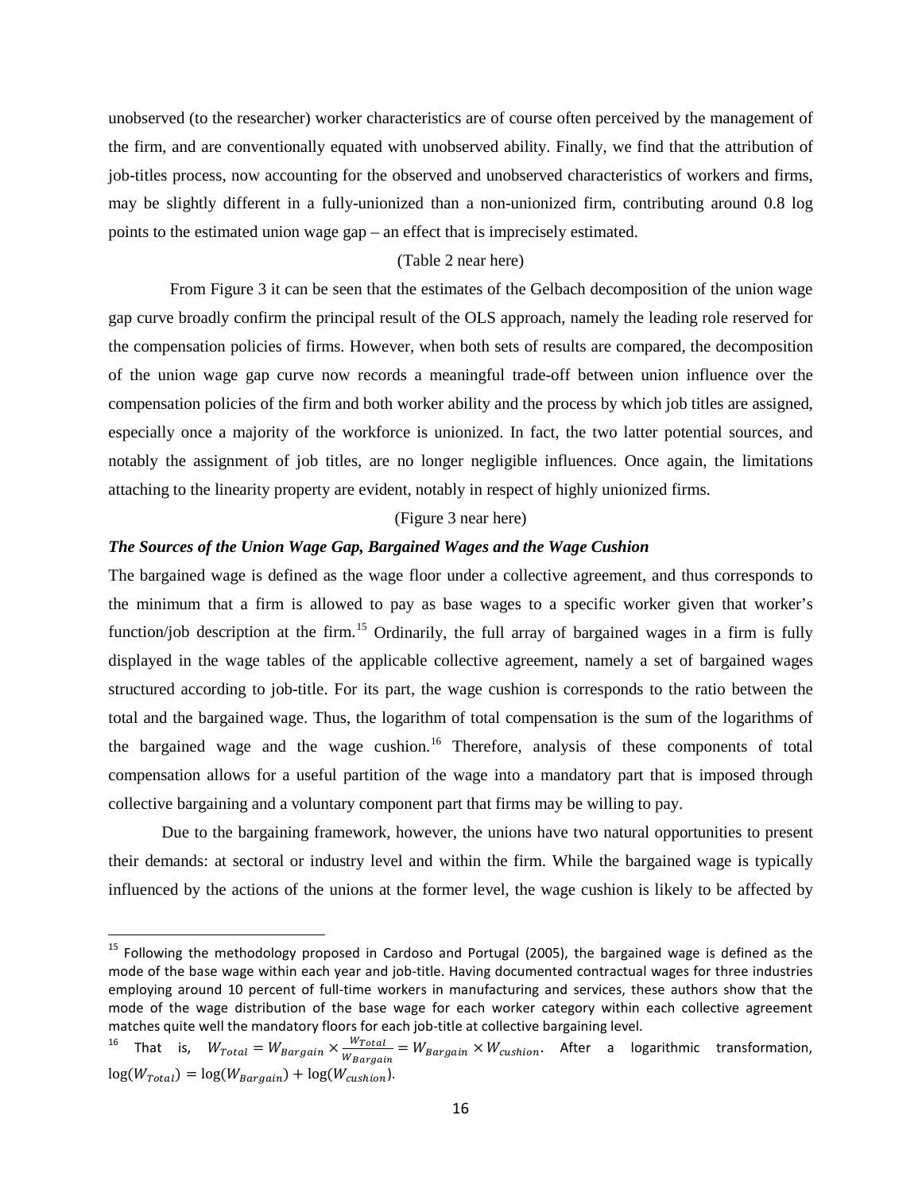unobserved (to the researcher) worker characteristics are of course often perceived by the management of the firm, and are conventionally equated with unobserved ability. Finally, we find that the attribution of job-titles process, now accounting for the observed and unobserved characteristics of workers and firms, may be slightly different in a fully-unionized than a non-unionized firm, contributing around 0.8 log points to the estimated union wage gap – an effect that is imprecisely estimated.

(Table 2 near here)

From Figure 3 it can be seen that the estimates of the Gelbach decomposition of the union wage gap curve broadly confirm the principal result of the OLS approach, namely the leading role reserved for the compensation policies of firms. However, when both sets of results are compared, the decomposition of the union wage gap curve now records a meaningful trade-off between union influence over the compensation policies of the firm and both worker ability and the process by which job titles are assigned, especially once a majority of the workforce is unionized. In fact, the two latter potential sources, and notably the assignment of job titles, are no longer negligible influences. Once again, the limitations attaching to the linearity property are evident, notably in respect of highly unionized firms.

(Figure 3 near here)

***The Sources of the Union Wage Gap, Bargained Wages and the Wage Cushion***

The bargained wage is defined as the wage floor under a collective agreement, and thus corresponds to the minimum that a firm is allowed to pay as base wages to a specific worker given that worker's function/job description at the firm.[15] Ordinarily, the full array of bargained wages in a firm is fully displayed in the wage tables of the applicable collective agreement, namely a set of bargained wages structured according to job-title. For its part, the wage cushion is corresponds to the ratio between the total and the bargained wage. Thus, the logarithm of total compensation is the sum of the logarithms of the bargained wage and the wage cushion.[16] Therefore, analysis of these components of total compensation allows for a useful partition of the wage into a mandatory part that is imposed through collective bargaining and a voluntary component part that firms may be willing to pay.

Due to the bargaining framework, however, the unions have two natural opportunities to present their demands: at sectoral or industry level and within the firm. While the bargained wage is typically influenced by the actions of the unions at the former level, the wage cushion is likely to be affected by

[15] Following the methodology proposed in Cardoso and Portugal (2005), the bargained wage is defined as the mode of the base wage within each year and job-title. Having documented contractual wages for three industries employing around 10 percent of full-time workers in manufacturing and services, these authors show that the mode of the wage distribution of the base wage for each worker category within each collective agreement matches quite well the mandatory floors for each job-title at collective bargaining level.

[16] That is, $W_{Total} = W_{Bargain} \times \frac{W_{Total}}{W_{Bargain}} = W_{Bargain} \times W_{cushion}$. After a logarithmic transformation, $\log(W_{Total}) = \log(W_{Bargain}) + \log(W_{cushion})$.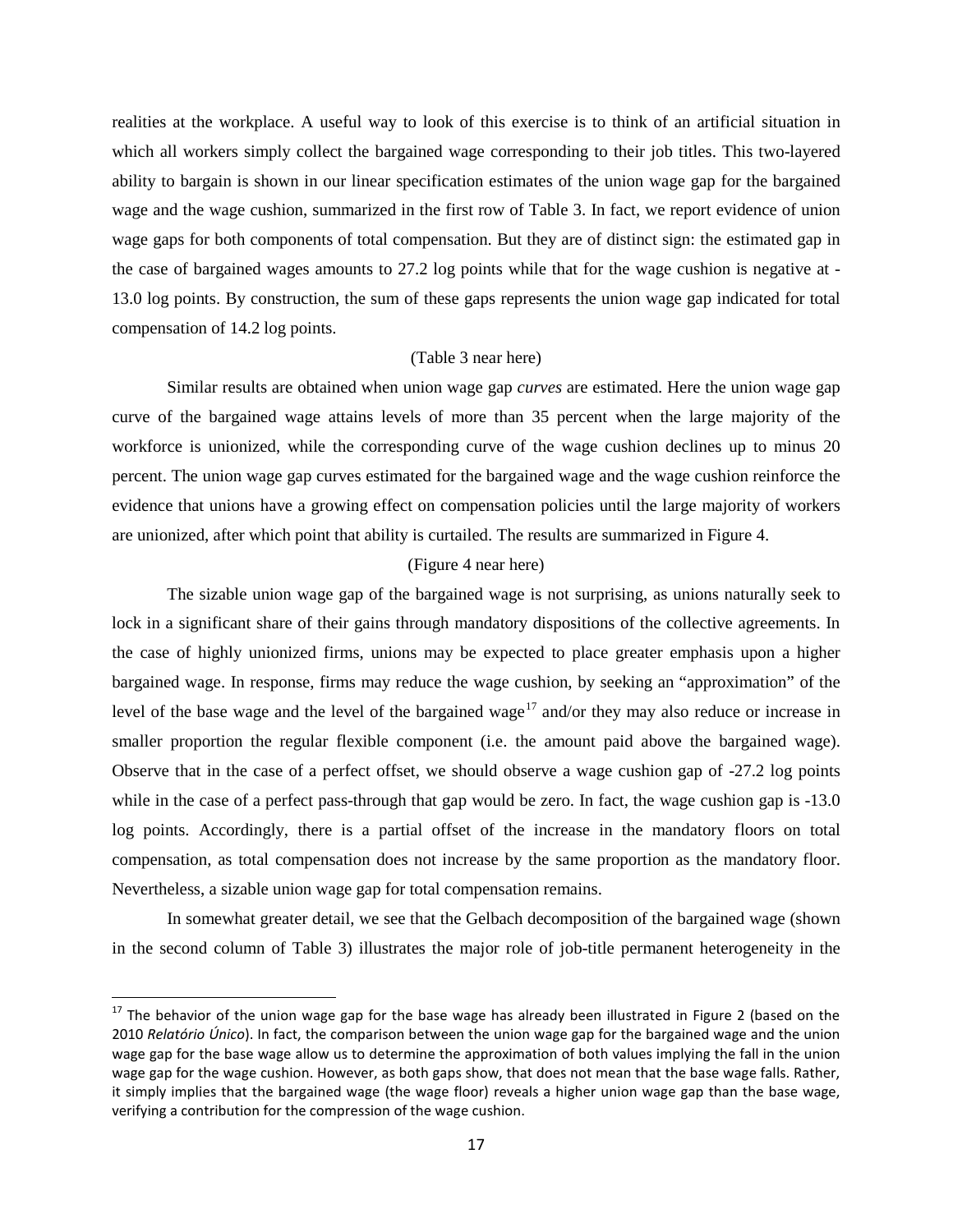realities at the workplace. A useful way to look of this exercise is to think of an artificial situation in which all workers simply collect the bargained wage corresponding to their job titles. This two-layered ability to bargain is shown in our linear specification estimates of the union wage gap for the bargained wage and the wage cushion, summarized in the first row of Table 3. In fact, we report evidence of union wage gaps for both components of total compensation. But they are of distinct sign: the estimated gap in the case of bargained wages amounts to 27.2 log points while that for the wage cushion is negative at -13.0 log points. By construction, the sum of these gaps represents the union wage gap indicated for total compensation of 14.2 log points.

(Table 3 near here)

Similar results are obtained when union wage gap *curves* are estimated. Here the union wage gap curve of the bargained wage attains levels of more than 35 percent when the large majority of the workforce is unionized, while the corresponding curve of the wage cushion declines up to minus 20 percent. The union wage gap curves estimated for the bargained wage and the wage cushion reinforce the evidence that unions have a growing effect on compensation policies until the large majority of workers are unionized, after which point that ability is curtailed. The results are summarized in Figure 4.

(Figure 4 near here)

The sizable union wage gap of the bargained wage is not surprising, as unions naturally seek to lock in a significant share of their gains through mandatory dispositions of the collective agreements. In the case of highly unionized firms, unions may be expected to place greater emphasis upon a higher bargained wage. In response, firms may reduce the wage cushion, by seeking an "approximation" of the level of the base wage and the level of the bargained wage[17] and/or they may also reduce or increase in smaller proportion the regular flexible component (i.e. the amount paid above the bargained wage). Observe that in the case of a perfect offset, we should observe a wage cushion gap of -27.2 log points while in the case of a perfect pass-through that gap would be zero. In fact, the wage cushion gap is -13.0 log points. Accordingly, there is a partial offset of the increase in the mandatory floors on total compensation, as total compensation does not increase by the same proportion as the mandatory floor. Nevertheless, a sizable union wage gap for total compensation remains.

In somewhat greater detail, we see that the Gelbach decomposition of the bargained wage (shown in the second column of Table 3) illustrates the major role of job-title permanent heterogeneity in the

[17] The behavior of the union wage gap for the base wage has already been illustrated in Figure 2 (based on the 2010 *Relatório Único*). In fact, the comparison between the union wage gap for the bargained wage and the union wage gap for the base wage allow us to determine the approximation of both values implying the fall in the union wage gap for the wage cushion. However, as both gaps show, that does not mean that the base wage falls. Rather, it simply implies that the bargained wage (the wage floor) reveals a higher union wage gap than the base wage, verifying a contribution for the compression of the wage cushion.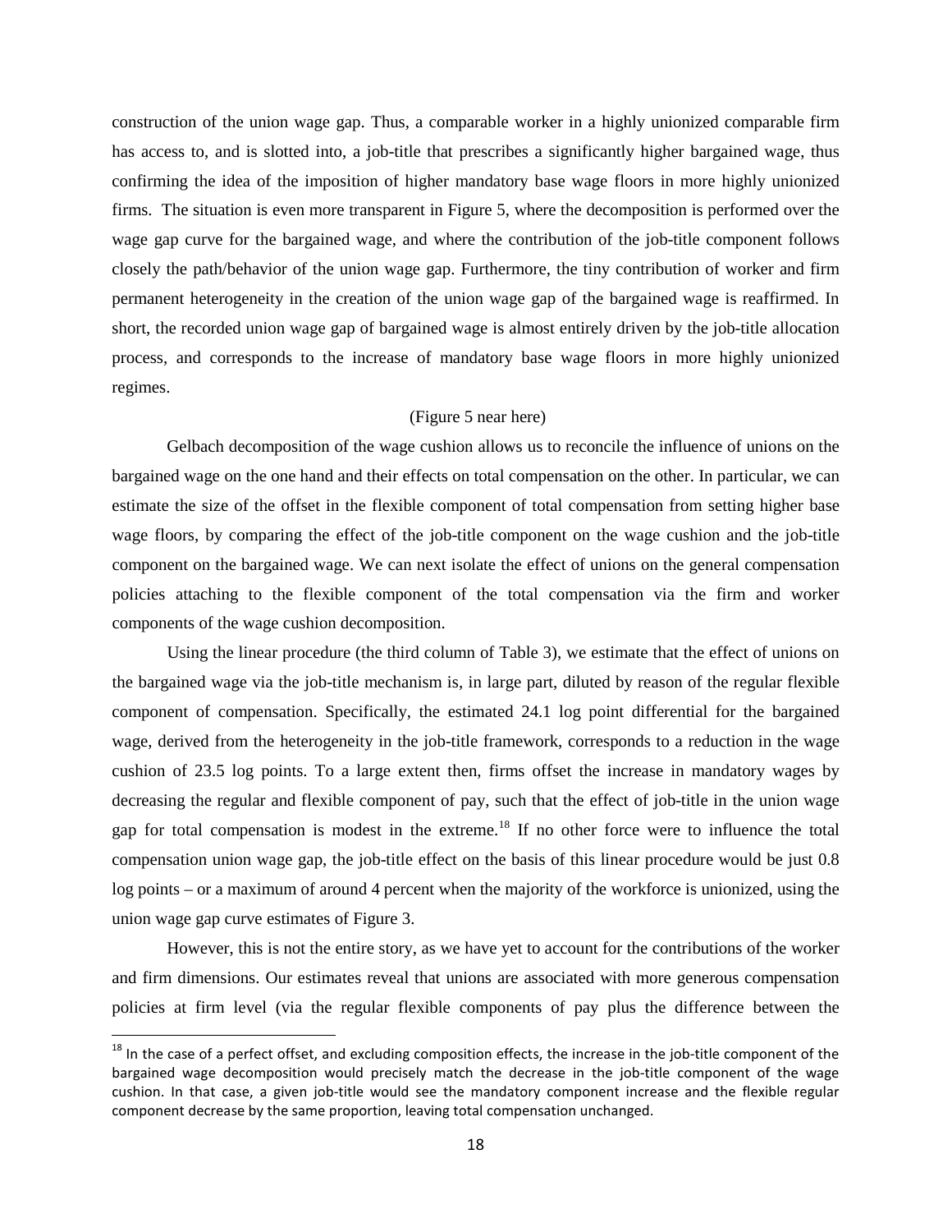construction of the union wage gap. Thus, a comparable worker in a highly unionized comparable firm has access to, and is slotted into, a job-title that prescribes a significantly higher bargained wage, thus confirming the idea of the imposition of higher mandatory base wage floors in more highly unionized firms. The situation is even more transparent in Figure 5, where the decomposition is performed over the wage gap curve for the bargained wage, and where the contribution of the job-title component follows closely the path/behavior of the union wage gap. Furthermore, the tiny contribution of worker and firm permanent heterogeneity in the creation of the union wage gap of the bargained wage is reaffirmed. In short, the recorded union wage gap of bargained wage is almost entirely driven by the job-title allocation process, and corresponds to the increase of mandatory base wage floors in more highly unionized regimes.

(Figure 5 near here)

Gelbach decomposition of the wage cushion allows us to reconcile the influence of unions on the bargained wage on the one hand and their effects on total compensation on the other. In particular, we can estimate the size of the offset in the flexible component of total compensation from setting higher base wage floors, by comparing the effect of the job-title component on the wage cushion and the job-title component on the bargained wage. We can next isolate the effect of unions on the general compensation policies attaching to the flexible component of the total compensation via the firm and worker components of the wage cushion decomposition.

Using the linear procedure (the third column of Table 3), we estimate that the effect of unions on the bargained wage via the job-title mechanism is, in large part, diluted by reason of the regular flexible component of compensation. Specifically, the estimated 24.1 log point differential for the bargained wage, derived from the heterogeneity in the job-title framework, corresponds to a reduction in the wage cushion of 23.5 log points. To a large extent then, firms offset the increase in mandatory wages by decreasing the regular and flexible component of pay, such that the effect of job-title in the union wage gap for total compensation is modest in the extreme.[18] If no other force were to influence the total compensation union wage gap, the job-title effect on the basis of this linear procedure would be just 0.8 log points – or a maximum of around 4 percent when the majority of the workforce is unionized, using the union wage gap curve estimates of Figure 3.

However, this is not the entire story, as we have yet to account for the contributions of the worker and firm dimensions. Our estimates reveal that unions are associated with more generous compensation policies at firm level (via the regular flexible components of pay plus the difference between the

[18] In the case of a perfect offset, and excluding composition effects, the increase in the job-title component of the bargained wage decomposition would precisely match the decrease in the job-title component of the wage cushion. In that case, a given job-title would see the mandatory component increase and the flexible regular component decrease by the same proportion, leaving total compensation unchanged.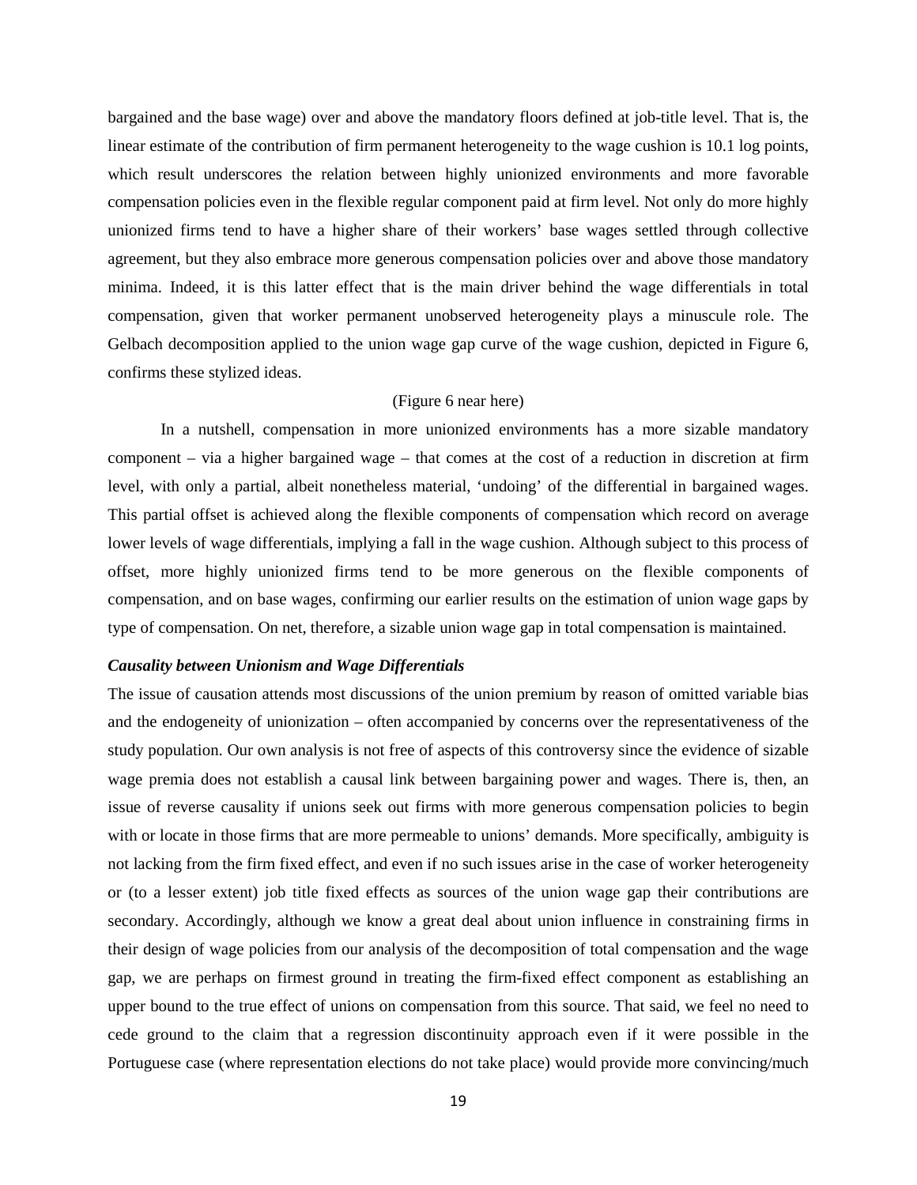bargained and the base wage) over and above the mandatory floors defined at job-title level. That is, the linear estimate of the contribution of firm permanent heterogeneity to the wage cushion is 10.1 log points, which result underscores the relation between highly unionized environments and more favorable compensation policies even in the flexible regular component paid at firm level. Not only do more highly unionized firms tend to have a higher share of their workers' base wages settled through collective agreement, but they also embrace more generous compensation policies over and above those mandatory minima. Indeed, it is this latter effect that is the main driver behind the wage differentials in total compensation, given that worker permanent unobserved heterogeneity plays a minuscule role. The Gelbach decomposition applied to the union wage gap curve of the wage cushion, depicted in Figure 6, confirms these stylized ideas.

(Figure 6 near here)

In a nutshell, compensation in more unionized environments has a more sizable mandatory component – via a higher bargained wage – that comes at the cost of a reduction in discretion at firm level, with only a partial, albeit nonetheless material, 'undoing' of the differential in bargained wages. This partial offset is achieved along the flexible components of compensation which record on average lower levels of wage differentials, implying a fall in the wage cushion. Although subject to this process of offset, more highly unionized firms tend to be more generous on the flexible components of compensation, and on base wages, confirming our earlier results on the estimation of union wage gaps by type of compensation. On net, therefore, a sizable union wage gap in total compensation is maintained.

***Causality between Unionism and Wage Differentials***

The issue of causation attends most discussions of the union premium by reason of omitted variable bias and the endogeneity of unionization – often accompanied by concerns over the representativeness of the study population. Our own analysis is not free of aspects of this controversy since the evidence of sizable wage premia does not establish a causal link between bargaining power and wages. There is, then, an issue of reverse causality if unions seek out firms with more generous compensation policies to begin with or locate in those firms that are more permeable to unions' demands. More specifically, ambiguity is not lacking from the firm fixed effect, and even if no such issues arise in the case of worker heterogeneity or (to a lesser extent) job title fixed effects as sources of the union wage gap their contributions are secondary. Accordingly, although we know a great deal about union influence in constraining firms in their design of wage policies from our analysis of the decomposition of total compensation and the wage gap, we are perhaps on firmest ground in treating the firm-fixed effect component as establishing an upper bound to the true effect of unions on compensation from this source. That said, we feel no need to cede ground to the claim that a regression discontinuity approach even if it were possible in the Portuguese case (where representation elections do not take place) would provide more convincing/much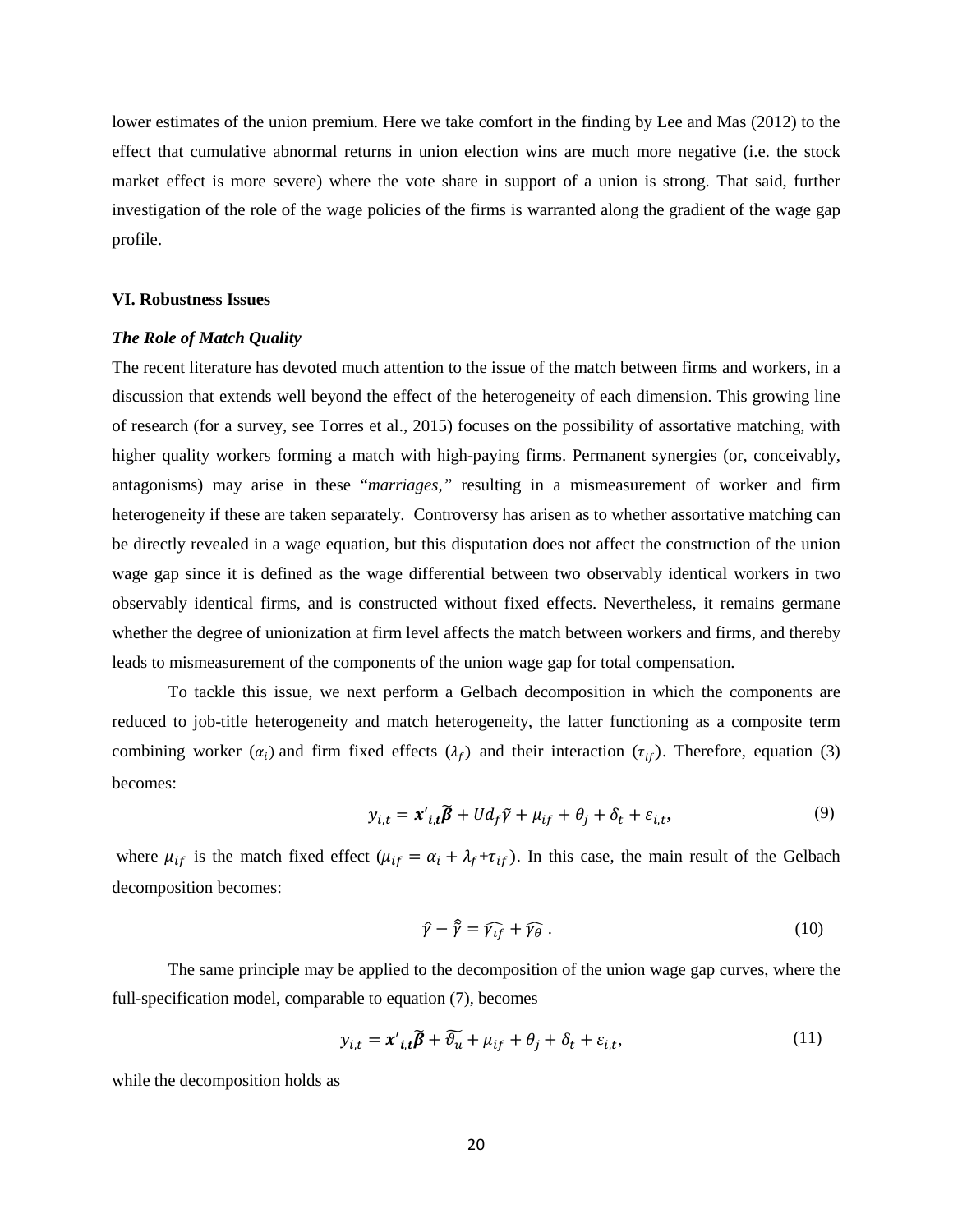lower estimates of the union premium. Here we take comfort in the finding by Lee and Mas (2012) to the effect that cumulative abnormal returns in union election wins are much more negative (i.e. the stock market effect is more severe) where the vote share in support of a union is strong. That said, further investigation of the role of the wage policies of the firms is warranted along the gradient of the wage gap profile.

## VI. Robustness Issues

### *The Role of Match Quality*

The recent literature has devoted much attention to the issue of the match between firms and workers, in a discussion that extends well beyond the effect of the heterogeneity of each dimension. This growing line of research (for a survey, see Torres et al., 2015) focuses on the possibility of assortative matching, with higher quality workers forming a match with high-paying firms. Permanent synergies (or, conceivably, antagonisms) may arise in these "*marriages,*" resulting in a mismeasurement of worker and firm heterogeneity if these are taken separately. Controversy has arisen as to whether assortative matching can be directly revealed in a wage equation, but this disputation does not affect the construction of the union wage gap since it is defined as the wage differential between two observably identical workers in two observably identical firms, and is constructed without fixed effects. Nevertheless, it remains germane whether the degree of unionization at firm level affects the match between workers and firms, and thereby leads to mismeasurement of the components of the union wage gap for total compensation.

To tackle this issue, we next perform a Gelbach decomposition in which the components are reduced to job-title heterogeneity and match heterogeneity, the latter functioning as a composite term combining worker ($\alpha_i$) and firm fixed effects ($\lambda_f$) and their interaction ($\tau_{if}$). Therefore, equation (3) becomes:

$$y_{i,t} = \boldsymbol{x'}_{\boldsymbol{i,t}}\widetilde{\boldsymbol{\beta}} + Ud_f\tilde{\gamma} + \mu_{if} + \theta_j + \delta_t + \varepsilon_{i,t}, \tag{9}$$

where $\mu_{if}$ is the match fixed effect ($\mu_{if} = \alpha_i + \lambda_f + \tau_{if}$). In this case, the main result of the Gelbach decomposition becomes:

$$\hat{\gamma} - \hat{\tilde{\gamma}} = \widehat{\gamma_{if}} + \widehat{\gamma_{\theta}} \ . \tag{10}$$

The same principle may be applied to the decomposition of the union wage gap curves, where the full-specification model, comparable to equation (7), becomes

$$y_{i,t} = \boldsymbol{x'}_{\boldsymbol{i,t}}\widetilde{\boldsymbol{\beta}} + \widetilde{\vartheta_u} + \mu_{if} + \theta_j + \delta_t + \varepsilon_{i,t}, \tag{11}$$

while the decomposition holds as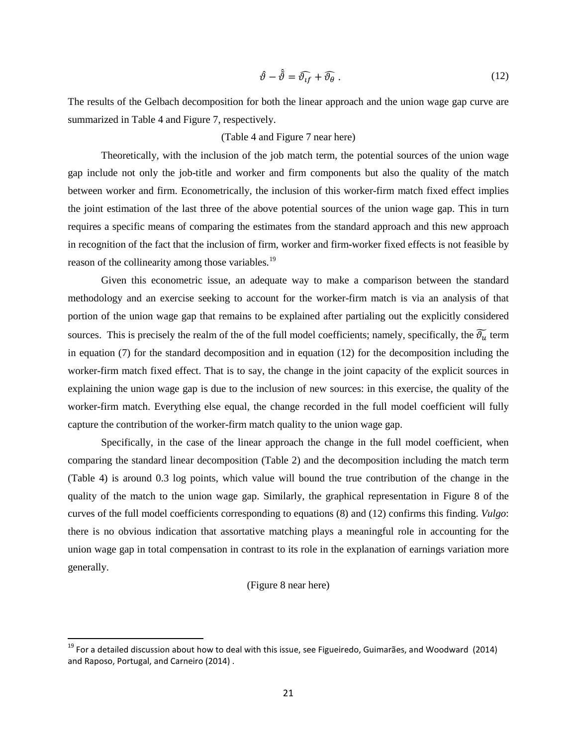$$\hat{\vartheta} - \hat{\hat{\vartheta}} = \widehat{\vartheta_{\iota f}} + \widehat{\vartheta_{\theta}} \ . \tag{12}$$

The results of the Gelbach decomposition for both the linear approach and the union wage gap curve are summarized in Table 4 and Figure 7, respectively.

(Table 4 and Figure 7 near here)

Theoretically, with the inclusion of the job match term, the potential sources of the union wage gap include not only the job-title and worker and firm components but also the quality of the match between worker and firm. Econometrically, the inclusion of this worker-firm match fixed effect implies the joint estimation of the last three of the above potential sources of the union wage gap. This in turn requires a specific means of comparing the estimates from the standard approach and this new approach in recognition of the fact that the inclusion of firm, worker and firm-worker fixed effects is not feasible by reason of the collinearity among those variables.[19]

Given this econometric issue, an adequate way to make a comparison between the standard methodology and an exercise seeking to account for the worker-firm match is via an analysis of that portion of the union wage gap that remains to be explained after partialing out the explicitly considered sources. This is precisely the realm of the of the full model coefficients; namely, specifically, the $\widetilde{\vartheta_u}$ term in equation (7) for the standard decomposition and in equation (12) for the decomposition including the worker-firm match fixed effect. That is to say, the change in the joint capacity of the explicit sources in explaining the union wage gap is due to the inclusion of new sources: in this exercise, the quality of the worker-firm match. Everything else equal, the change recorded in the full model coefficient will fully capture the contribution of the worker-firm match quality to the union wage gap.

Specifically, in the case of the linear approach the change in the full model coefficient, when comparing the standard linear decomposition (Table 2) and the decomposition including the match term (Table 4) is around 0.3 log points, which value will bound the true contribution of the change in the quality of the match to the union wage gap. Similarly, the graphical representation in Figure 8 of the curves of the full model coefficients corresponding to equations (8) and (12) confirms this finding. *Vulgo*: there is no obvious indication that assortative matching plays a meaningful role in accounting for the union wage gap in total compensation in contrast to its role in the explanation of earnings variation more generally.

(Figure 8 near here)

[19] For a detailed discussion about how to deal with this issue, see Figueiredo, Guimarães, and Woodward (2014) and Raposo, Portugal, and Carneiro (2014) .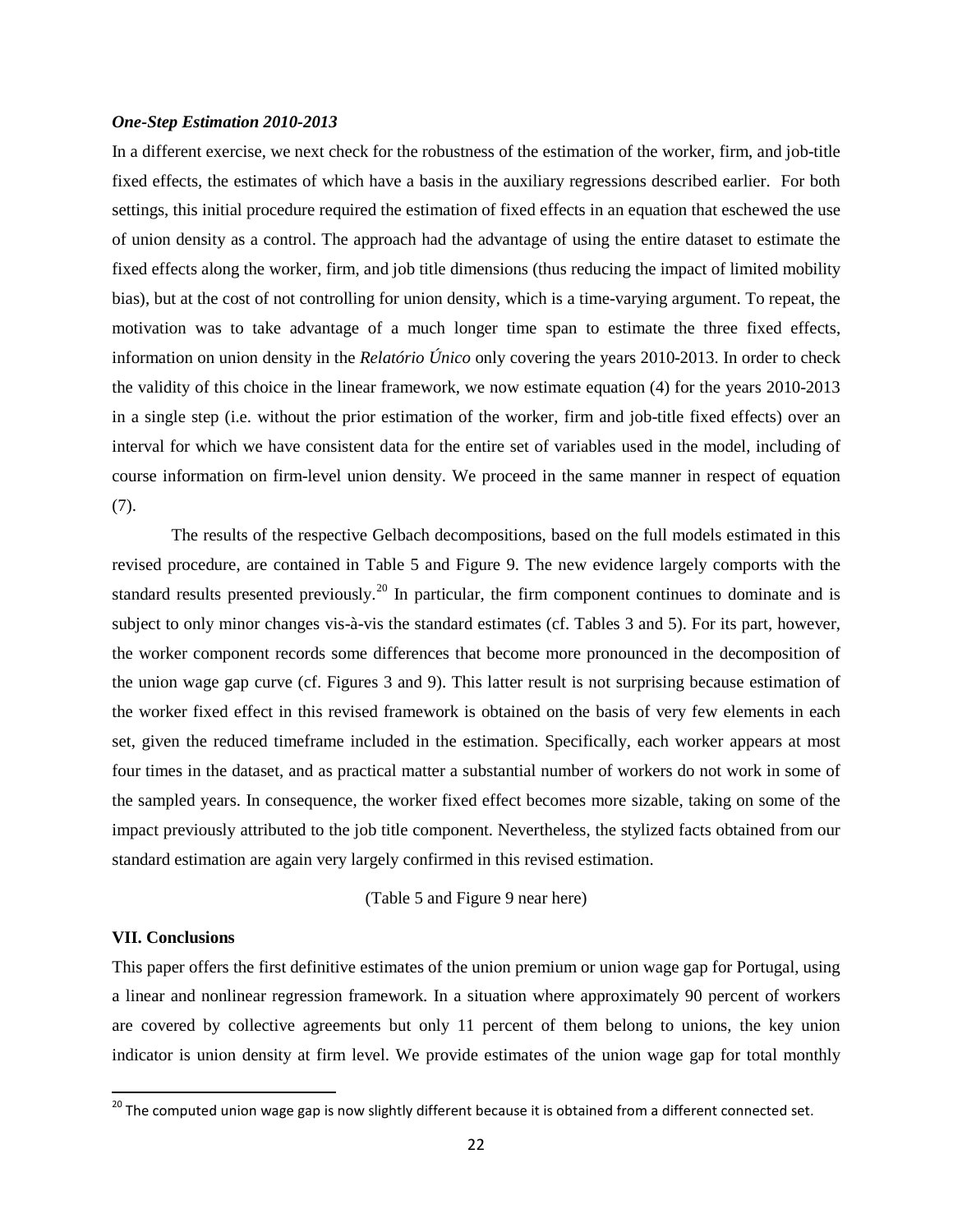### *One-Step Estimation 2010-2013*

In a different exercise, we next check for the robustness of the estimation of the worker, firm, and job-title fixed effects, the estimates of which have a basis in the auxiliary regressions described earlier. For both settings, this initial procedure required the estimation of fixed effects in an equation that eschewed the use of union density as a control. The approach had the advantage of using the entire dataset to estimate the fixed effects along the worker, firm, and job title dimensions (thus reducing the impact of limited mobility bias), but at the cost of not controlling for union density, which is a time-varying argument. To repeat, the motivation was to take advantage of a much longer time span to estimate the three fixed effects, information on union density in the *Relatório Único* only covering the years 2010-2013. In order to check the validity of this choice in the linear framework, we now estimate equation (4) for the years 2010-2013 in a single step (i.e. without the prior estimation of the worker, firm and job-title fixed effects) over an interval for which we have consistent data for the entire set of variables used in the model, including of course information on firm-level union density. We proceed in the same manner in respect of equation (7).

The results of the respective Gelbach decompositions, based on the full models estimated in this revised procedure, are contained in Table 5 and Figure 9. The new evidence largely comports with the standard results presented previously.[20] In particular, the firm component continues to dominate and is subject to only minor changes vis-à-vis the standard estimates (cf. Tables 3 and 5). For its part, however, the worker component records some differences that become more pronounced in the decomposition of the union wage gap curve (cf. Figures 3 and 9). This latter result is not surprising because estimation of the worker fixed effect in this revised framework is obtained on the basis of very few elements in each set, given the reduced timeframe included in the estimation. Specifically, each worker appears at most four times in the dataset, and as practical matter a substantial number of workers do not work in some of the sampled years. In consequence, the worker fixed effect becomes more sizable, taking on some of the impact previously attributed to the job title component. Nevertheless, the stylized facts obtained from our standard estimation are again very largely confirmed in this revised estimation.

(Table 5 and Figure 9 near here)

## VII. Conclusions

This paper offers the first definitive estimates of the union premium or union wage gap for Portugal, using a linear and nonlinear regression framework. In a situation where approximately 90 percent of workers are covered by collective agreements but only 11 percent of them belong to unions, the key union indicator is union density at firm level. We provide estimates of the union wage gap for total monthly

[20] The computed union wage gap is now slightly different because it is obtained from a different connected set.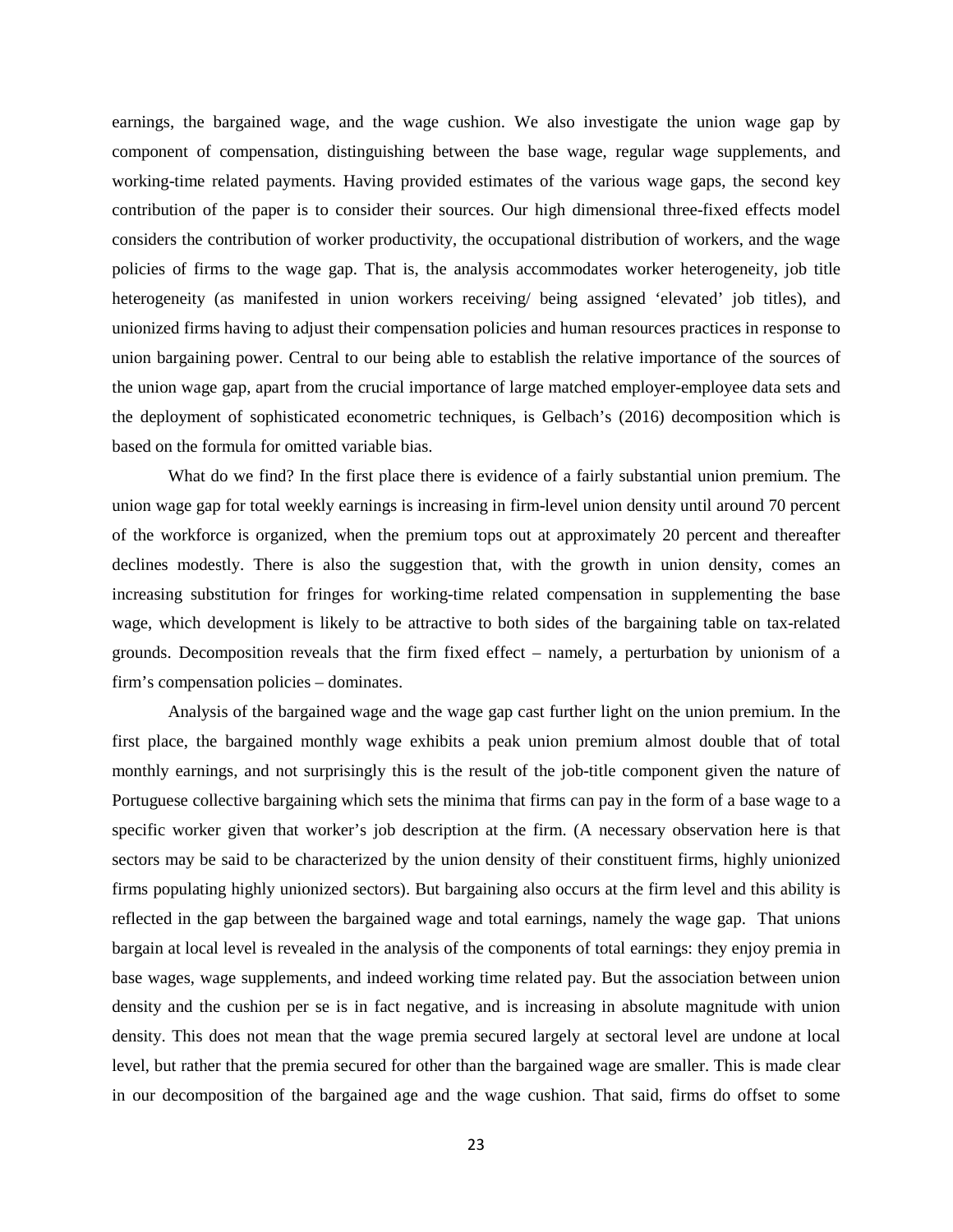earnings, the bargained wage, and the wage cushion. We also investigate the union wage gap by component of compensation, distinguishing between the base wage, regular wage supplements, and working-time related payments. Having provided estimates of the various wage gaps, the second key contribution of the paper is to consider their sources. Our high dimensional three-fixed effects model considers the contribution of worker productivity, the occupational distribution of workers, and the wage policies of firms to the wage gap. That is, the analysis accommodates worker heterogeneity, job title heterogeneity (as manifested in union workers receiving/ being assigned 'elevated' job titles), and unionized firms having to adjust their compensation policies and human resources practices in response to union bargaining power. Central to our being able to establish the relative importance of the sources of the union wage gap, apart from the crucial importance of large matched employer-employee data sets and the deployment of sophisticated econometric techniques, is Gelbach's (2016) decomposition which is based on the formula for omitted variable bias.

What do we find? In the first place there is evidence of a fairly substantial union premium. The union wage gap for total weekly earnings is increasing in firm-level union density until around 70 percent of the workforce is organized, when the premium tops out at approximately 20 percent and thereafter declines modestly. There is also the suggestion that, with the growth in union density, comes an increasing substitution for fringes for working-time related compensation in supplementing the base wage, which development is likely to be attractive to both sides of the bargaining table on tax-related grounds. Decomposition reveals that the firm fixed effect – namely, a perturbation by unionism of a firm's compensation policies – dominates.

Analysis of the bargained wage and the wage gap cast further light on the union premium. In the first place, the bargained monthly wage exhibits a peak union premium almost double that of total monthly earnings, and not surprisingly this is the result of the job-title component given the nature of Portuguese collective bargaining which sets the minima that firms can pay in the form of a base wage to a specific worker given that worker's job description at the firm. (A necessary observation here is that sectors may be said to be characterized by the union density of their constituent firms, highly unionized firms populating highly unionized sectors). But bargaining also occurs at the firm level and this ability is reflected in the gap between the bargained wage and total earnings, namely the wage gap. That unions bargain at local level is revealed in the analysis of the components of total earnings: they enjoy premia in base wages, wage supplements, and indeed working time related pay. But the association between union density and the cushion per se is in fact negative, and is increasing in absolute magnitude with union density. This does not mean that the wage premia secured largely at sectoral level are undone at local level, but rather that the premia secured for other than the bargained wage are smaller. This is made clear in our decomposition of the bargained age and the wage cushion. That said, firms do offset to some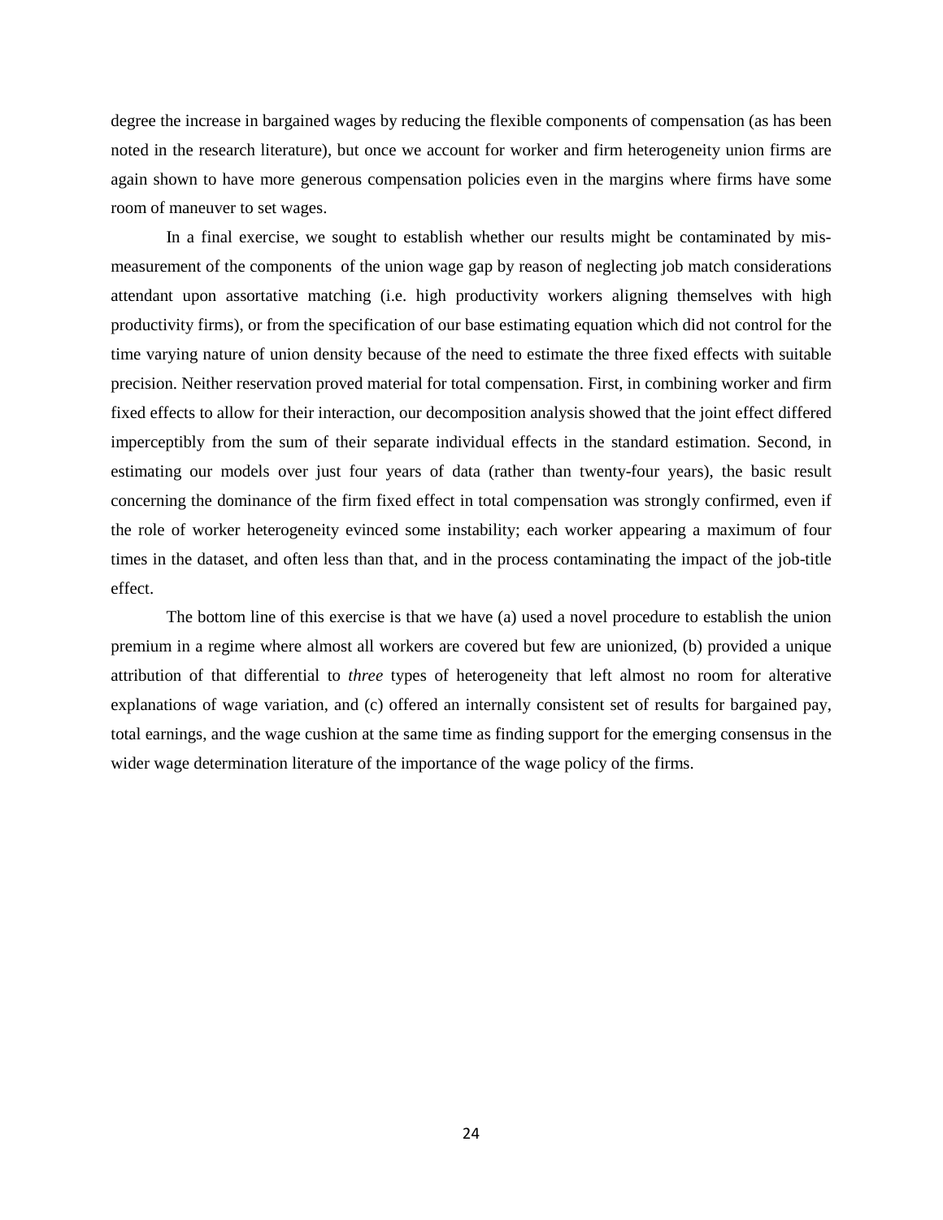degree the increase in bargained wages by reducing the flexible components of compensation (as has been noted in the research literature), but once we account for worker and firm heterogeneity union firms are again shown to have more generous compensation policies even in the margins where firms have some room of maneuver to set wages.

In a final exercise, we sought to establish whether our results might be contaminated by mis-measurement of the components of the union wage gap by reason of neglecting job match considerations attendant upon assortative matching (i.e. high productivity workers aligning themselves with high productivity firms), or from the specification of our base estimating equation which did not control for the time varying nature of union density because of the need to estimate the three fixed effects with suitable precision. Neither reservation proved material for total compensation. First, in combining worker and firm fixed effects to allow for their interaction, our decomposition analysis showed that the joint effect differed imperceptibly from the sum of their separate individual effects in the standard estimation. Second, in estimating our models over just four years of data (rather than twenty-four years), the basic result concerning the dominance of the firm fixed effect in total compensation was strongly confirmed, even if the role of worker heterogeneity evinced some instability; each worker appearing a maximum of four times in the dataset, and often less than that, and in the process contaminating the impact of the job-title effect.

The bottom line of this exercise is that we have (a) used a novel procedure to establish the union premium in a regime where almost all workers are covered but few are unionized, (b) provided a unique attribution of that differential to *three* types of heterogeneity that left almost no room for alterative explanations of wage variation, and (c) offered an internally consistent set of results for bargained pay, total earnings, and the wage cushion at the same time as finding support for the emerging consensus in the wider wage determination literature of the importance of the wage policy of the firms.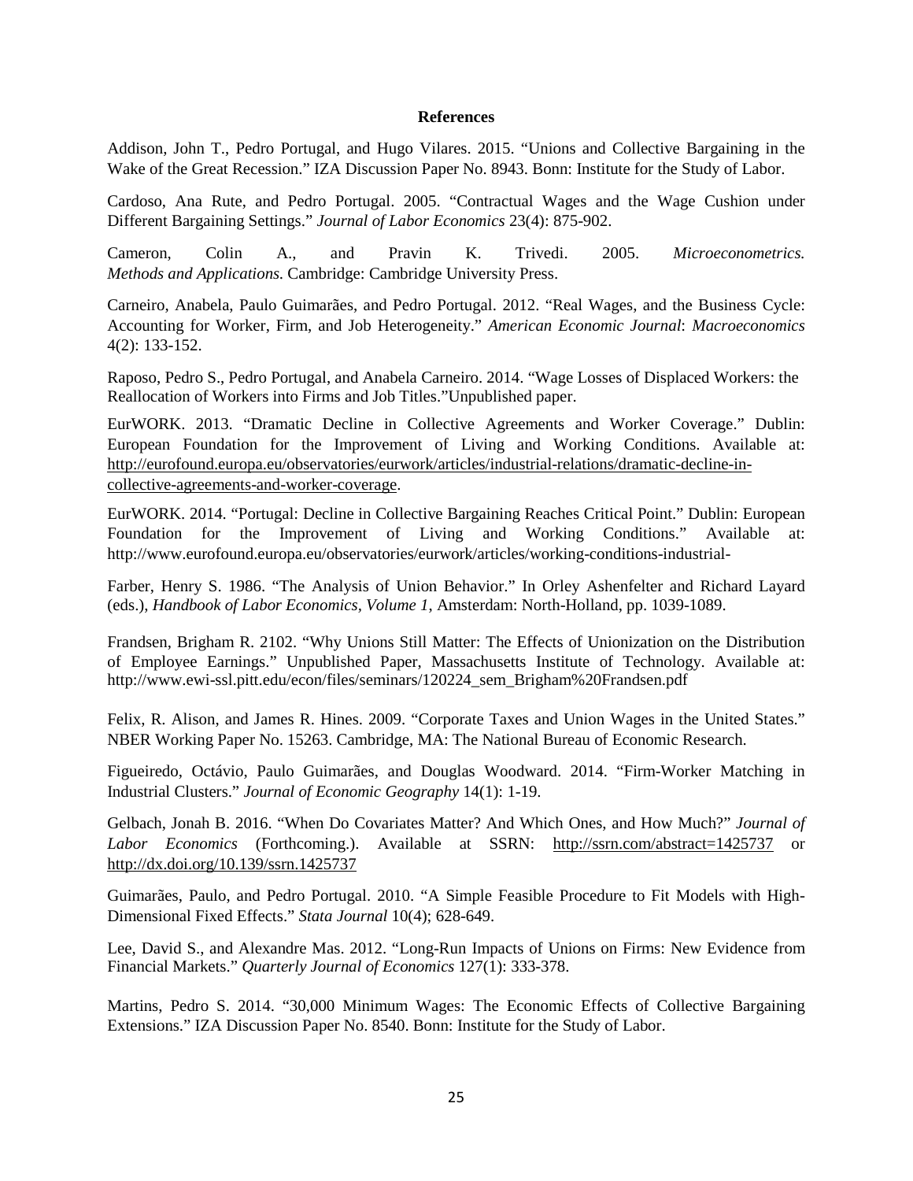**References**

Addison, John T., Pedro Portugal, and Hugo Vilares. 2015. "Unions and Collective Bargaining in the Wake of the Great Recession." IZA Discussion Paper No. 8943. Bonn: Institute for the Study of Labor.

Cardoso, Ana Rute, and Pedro Portugal. 2005. "Contractual Wages and the Wage Cushion under Different Bargaining Settings." *Journal of Labor Economics* 23(4): 875-902.

Cameron, Colin A., and Pravin K. Trivedi. 2005. *Microeconometrics. Methods and Applications.* Cambridge: Cambridge University Press.

Carneiro, Anabela, Paulo Guimarães, and Pedro Portugal. 2012. "Real Wages, and the Business Cycle: Accounting for Worker, Firm, and Job Heterogeneity." *American Economic Journal*: *Macroeconomics* 4(2): 133-152.

Raposo, Pedro S., Pedro Portugal, and Anabela Carneiro. 2014. "Wage Losses of Displaced Workers: the Reallocation of Workers into Firms and Job Titles."Unpublished paper.

EurWORK. 2013. "Dramatic Decline in Collective Agreements and Worker Coverage." Dublin: European Foundation for the Improvement of Living and Working Conditions. Available at: http://eurofound.europa.eu/observatories/eurwork/articles/industrial-relations/dramatic-decline-in-collective-agreements-and-worker-coverage.

EurWORK. 2014. "Portugal: Decline in Collective Bargaining Reaches Critical Point." Dublin: European Foundation for the Improvement of Living and Working Conditions." Available at: http://www.eurofound.europa.eu/observatories/eurwork/articles/working-conditions-industrial-

Farber, Henry S. 1986. "The Analysis of Union Behavior." In Orley Ashenfelter and Richard Layard (eds.), *Handbook of Labor Economics, Volume 1*, Amsterdam: North-Holland, pp. 1039-1089.

Frandsen, Brigham R. 2102. "Why Unions Still Matter: The Effects of Unionization on the Distribution of Employee Earnings." Unpublished Paper, Massachusetts Institute of Technology. Available at: http://www.ewi-ssl.pitt.edu/econ/files/seminars/120224_sem_Brigham%20Frandsen.pdf

Felix, R. Alison, and James R. Hines. 2009. "Corporate Taxes and Union Wages in the United States." NBER Working Paper No. 15263. Cambridge, MA: The National Bureau of Economic Research.

Figueiredo, Octávio, Paulo Guimarães, and Douglas Woodward. 2014. "Firm-Worker Matching in Industrial Clusters." *Journal of Economic Geography* 14(1): 1-19.

Gelbach, Jonah B. 2016. "When Do Covariates Matter? And Which Ones, and How Much?" *Journal of Labor Economics* (Forthcoming.). Available at SSRN: http://ssrn.com/abstract=1425737 or http://dx.doi.org/10.139/ssrn.1425737

Guimarães, Paulo, and Pedro Portugal. 2010. "A Simple Feasible Procedure to Fit Models with High-Dimensional Fixed Effects." *Stata Journal* 10(4); 628-649.

Lee, David S., and Alexandre Mas. 2012. "Long-Run Impacts of Unions on Firms: New Evidence from Financial Markets." *Quarterly Journal of Economics* 127(1): 333-378.

Martins, Pedro S. 2014. "30,000 Minimum Wages: The Economic Effects of Collective Bargaining Extensions." IZA Discussion Paper No. 8540. Bonn: Institute for the Study of Labor.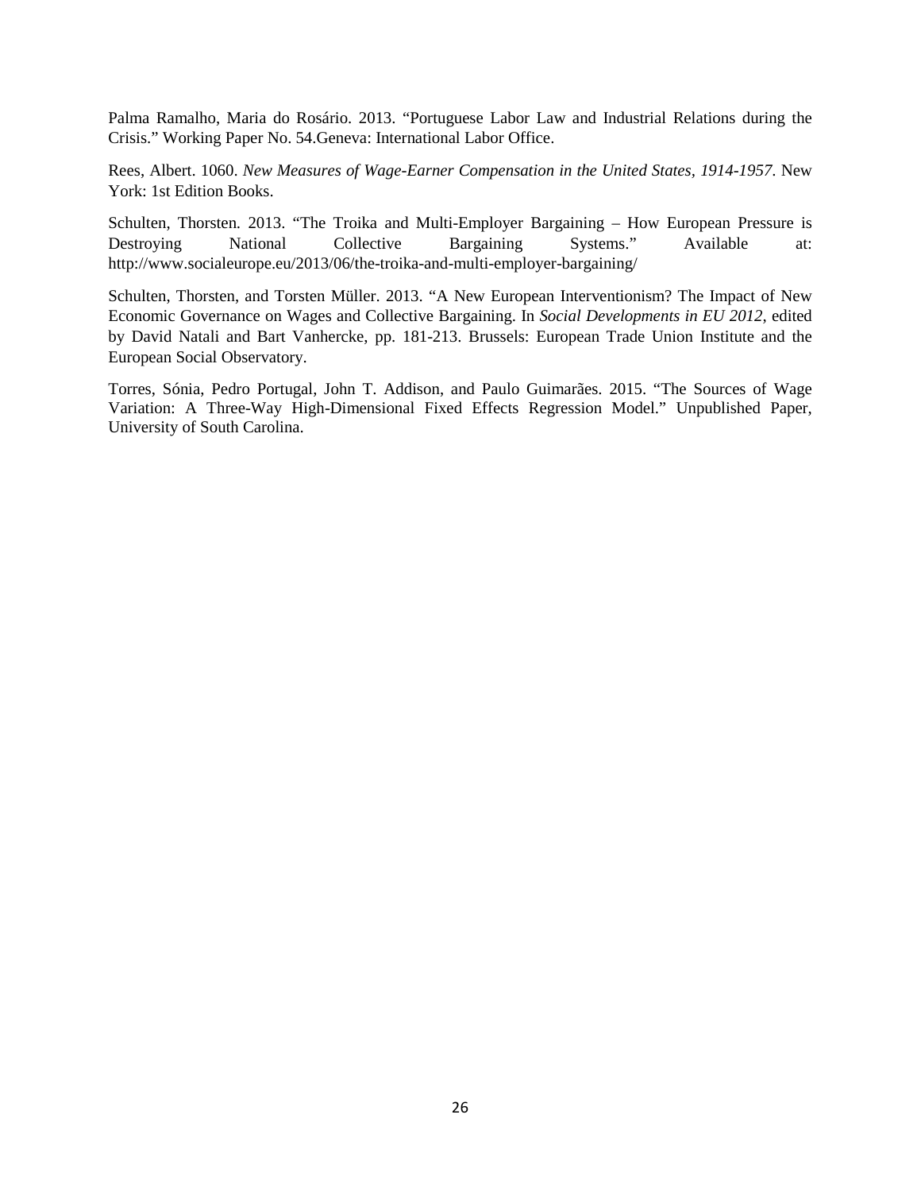Palma Ramalho, Maria do Rosário. 2013. "Portuguese Labor Law and Industrial Relations during the Crisis." Working Paper No. 54.Geneva: International Labor Office.

Rees, Albert. 1060. *New Measures of Wage-Earner Compensation in the United States, 1914-1957*. New York: 1st Edition Books.

Schulten, Thorsten. 2013. "The Troika and Multi-Employer Bargaining – How European Pressure is Destroying National Collective Bargaining Systems." Available at: http://www.socialeurope.eu/2013/06/the-troika-and-multi-employer-bargaining/

Schulten, Thorsten, and Torsten Müller. 2013. "A New European Interventionism? The Impact of New Economic Governance on Wages and Collective Bargaining. In *Social Developments in EU 2012*, edited by David Natali and Bart Vanhercke, pp. 181-213. Brussels: European Trade Union Institute and the European Social Observatory.

Torres, Sónia, Pedro Portugal, John T. Addison, and Paulo Guimarães. 2015. "The Sources of Wage Variation: A Three-Way High-Dimensional Fixed Effects Regression Model." Unpublished Paper, University of South Carolina.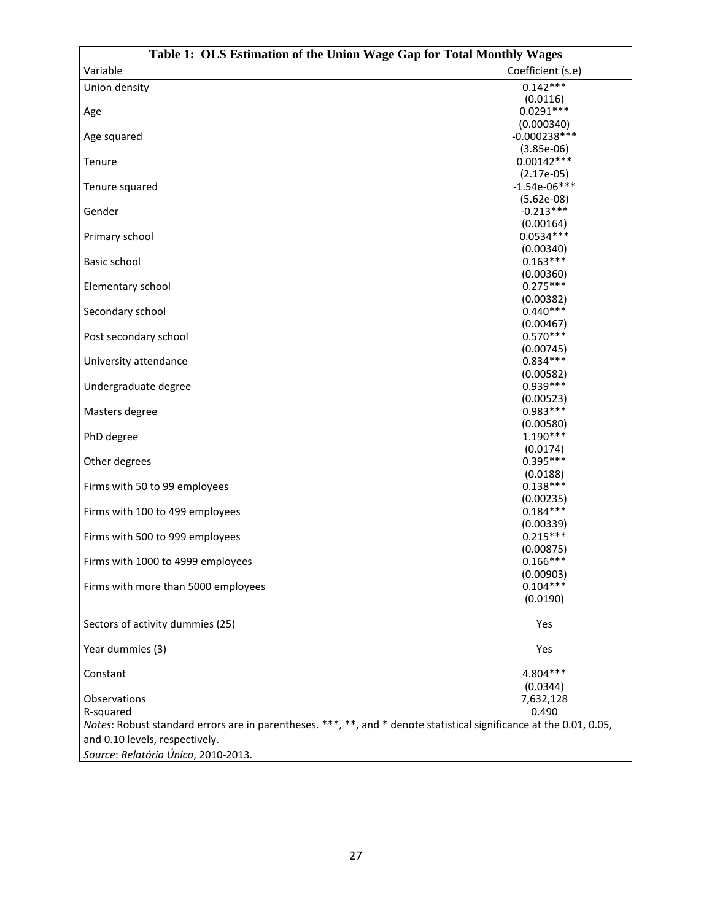**Table 1: OLS Estimation of the Union Wage Gap for Total Monthly Wages**

| Variable | Coefficient (s.e) |
|---|---|
| Union density | 0.142*** |
| | (0.0116) |
| Age | 0.0291*** |
| | (0.000340) |
| Age squared | -0.000238*** |
| | (3.85e-06) |
| Tenure | 0.00142*** |
| | (2.17e-05) |
| Tenure squared | -1.54e-06*** |
| | (5.62e-08) |
| Gender | -0.213*** |
| | (0.00164) |
| Primary school | 0.0534*** |
| | (0.00340) |
| Basic school | 0.163*** |
| | (0.00360) |
| Elementary school | 0.275*** |
| | (0.00382) |
| Secondary school | 0.440*** |
| | (0.00467) |
| Post secondary school | 0.570*** |
| | (0.00745) |
| University attendance | 0.834*** |
| | (0.00582) |
| Undergraduate degree | 0.939*** |
| | (0.00523) |
| Masters degree | 0.983*** |
| | (0.00580) |
| PhD degree | 1.190*** |
| | (0.0174) |
| Other degrees | 0.395*** |
| | (0.0188) |
| Firms with 50 to 99 employees | 0.138*** |
| | (0.00235) |
| Firms with 100 to 499 employees | 0.184*** |
| | (0.00339) |
| Firms with 500 to 999 employees | 0.215*** |
| | (0.00875) |
| Firms with 1000 to 4999 employees | 0.166*** |
| | (0.00903) |
| Firms with more than 5000 employees | 0.104*** |
| | (0.0190) |
| Sectors of activity dummies (25) | Yes |
| Year dummies (3) | Yes |
| Constant | 4.804*** |
| | (0.0344) |
| Observations | 7,632,128 |
| R-squared | 0.490 |

*Notes*: Robust standard errors are in parentheses. ***, **, and * denote statistical significance at the 0.01, 0.05, and 0.10 levels, respectively.

*Source*: *Relatório Único*, 2010-2013.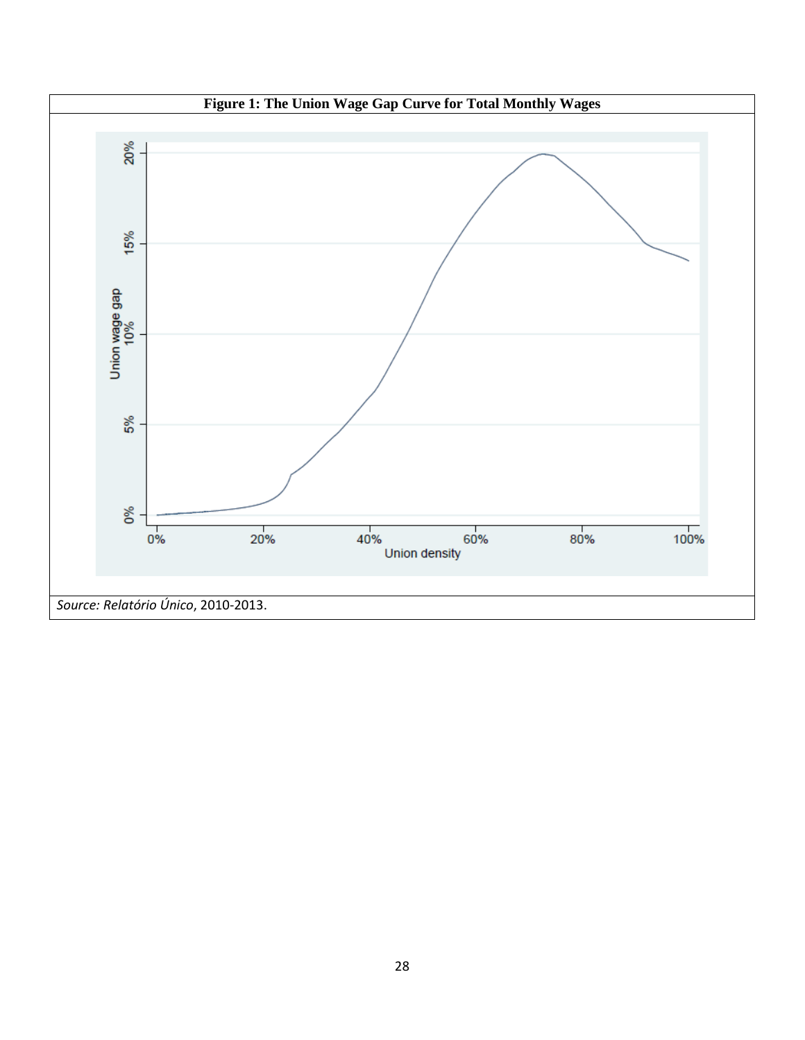**Figure 1: The Union Wage Gap Curve for Total Monthly Wages**

Union wage gap

20%

15%

10%

5%

0%

0%

20%

40%

60%

80%

100%

Union density

*Source: Relatório Único*, 2010-2013.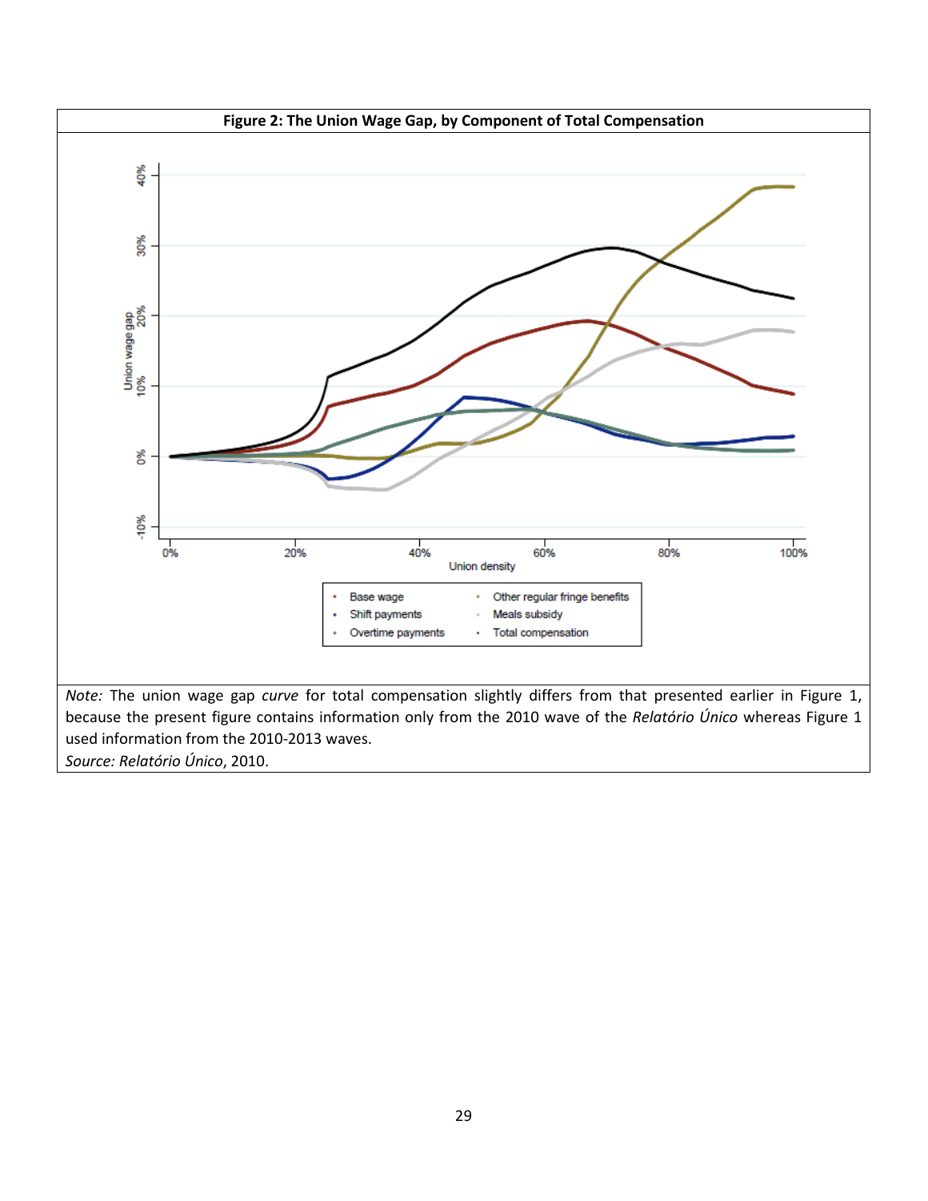**Figure 2: The Union Wage Gap, by Component of Total Compensation**

Union wage gap

40%

30%

20%

10%

0%

-10%

0%

20%

40%

60%

80%

100%

Union density

Base wage

Shift payments

Overtime payments

Other regular fringe benefits

Meals subsidy

Total compensation

*Note:* The union wage gap *curve* for total compensation slightly differs from that presented earlier in Figure 1, because the present figure contains information only from the 2010 wave of the *Relatório Único* whereas Figure 1 used information from the 2010-2013 waves.

*Source: Relatório Único*, 2010.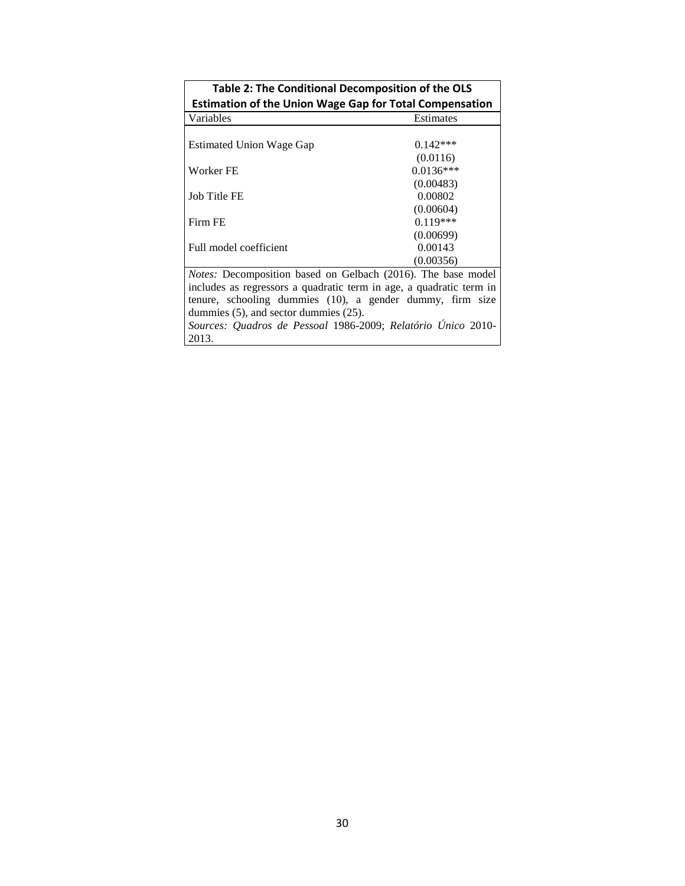**Table 2: The Conditional Decomposition of the OLS Estimation of the Union Wage Gap for Total Compensation**

| Variables | Estimates |
|---|---|
| Estimated Union Wage Gap | 0.142*** |
| | (0.0116) |
| Worker FE | 0.0136*** |
| | (0.00483) |
| Job Title FE | 0.00802 |
| | (0.00604) |
| Firm FE | 0.119*** |
| | (0.00699) |
| Full model coefficient | 0.00143 |
| | (0.00356) |

*Notes:* Decomposition based on Gelbach (2016). The base model includes as regressors a quadratic term in age, a quadratic term in tenure, schooling dummies (10), a gender dummy, firm size dummies (5), and sector dummies (25).

*Sources: Quadros de Pessoal* 1986-2009; *Relatório Único* 2010-2013.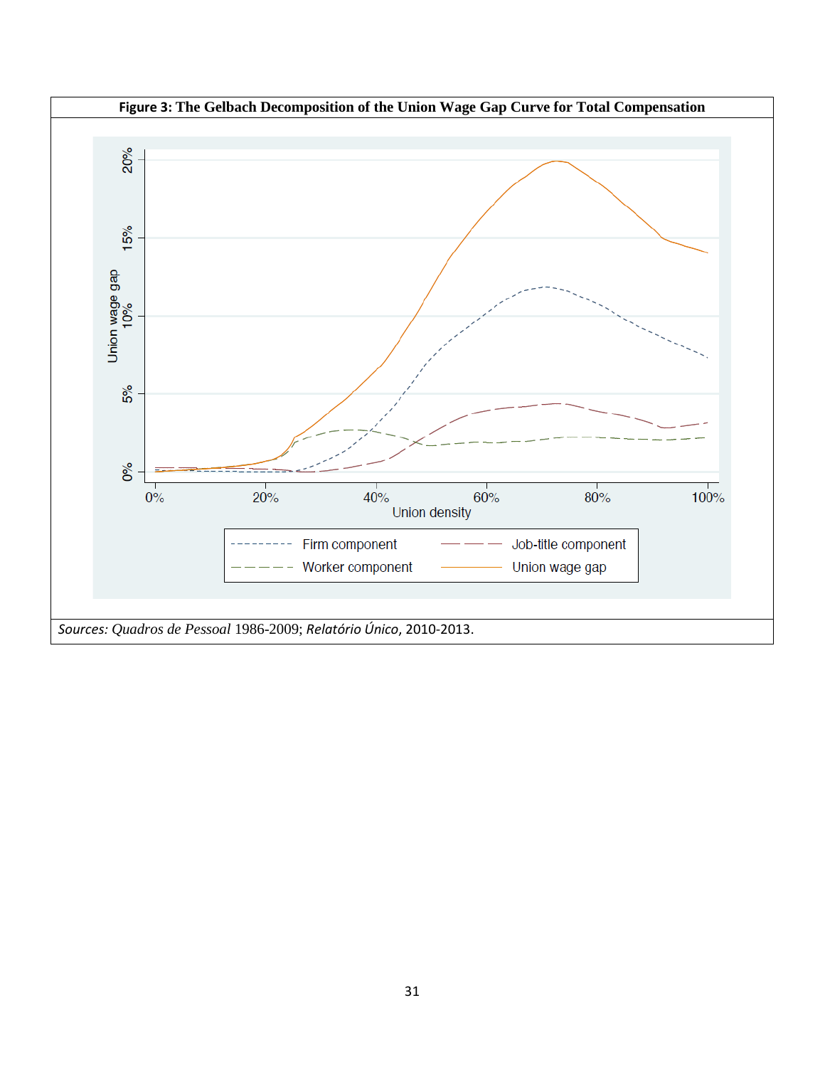**Figure 3: The Gelbach Decomposition of the Union Wage Gap Curve for Total Compensation**

Union wage gap

20%

15%

10%

5%

0%

0%

20%

40%

60%

80%

100%

Union density

Firm component

Job-title component

Worker component

Union wage gap

*Sources: Quadros de Pessoal* 1986-2009; *Relatório Único*, 2010-2013.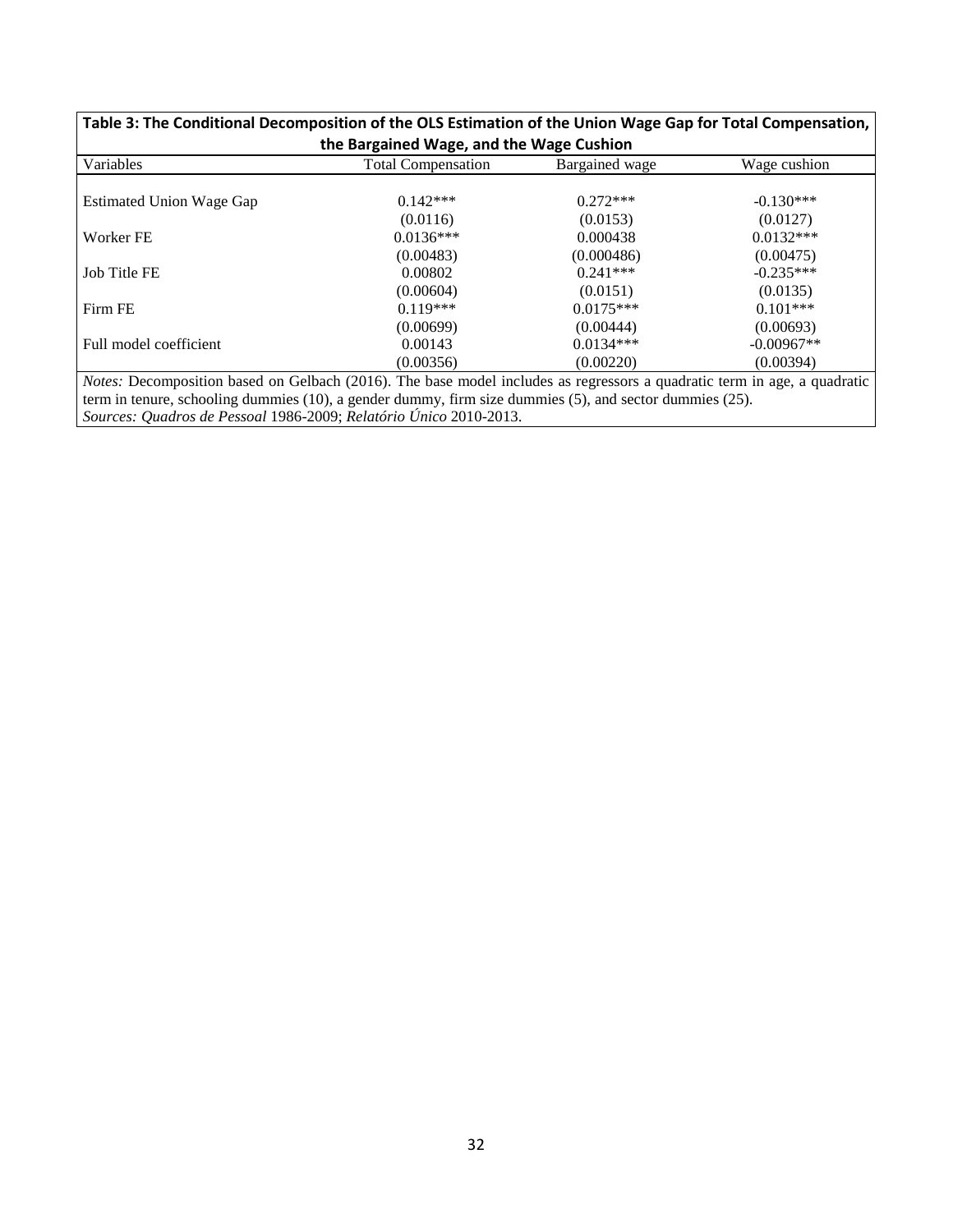**Table 3: The Conditional Decomposition of the OLS Estimation of the Union Wage Gap for Total Compensation, the Bargained Wage, and the Wage Cushion**

| Variables | Total Compensation | Bargained wage | Wage cushion |
|---|---|---|---|
| Estimated Union Wage Gap | 0.142*** | 0.272*** | -0.130*** |
| | (0.0116) | (0.0153) | (0.0127) |
| Worker FE | 0.0136*** | 0.000438 | 0.0132*** |
| | (0.00483) | (0.000486) | (0.00475) |
| Job Title FE | 0.00802 | 0.241*** | -0.235*** |
| | (0.00604) | (0.0151) | (0.0135) |
| Firm FE | 0.119*** | 0.0175*** | 0.101*** |
| | (0.00699) | (0.00444) | (0.00693) |
| Full model coefficient | 0.00143 | 0.0134*** | -0.00967** |
| | (0.00356) | (0.00220) | (0.00394) |

*Notes:* Decomposition based on Gelbach (2016). The base model includes as regressors a quadratic term in age, a quadratic term in tenure, schooling dummies (10), a gender dummy, firm size dummies (5), and sector dummies (25).
*Sources: Quadros de Pessoal* 1986-2009; *Relatório Único* 2010-2013.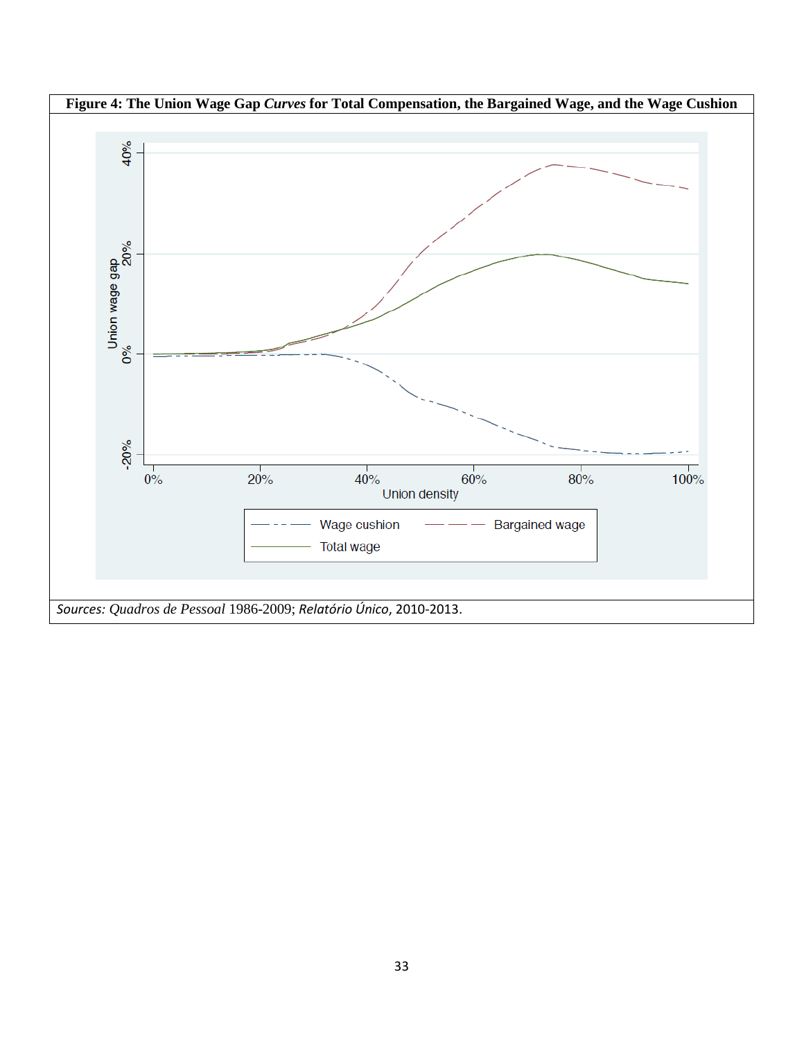**Figure 4: The Union Wage Gap *Curves* for Total Compensation, the Bargained Wage, and the Wage Cushion**

*Sources: Quadros de Pessoal* 1986-2009; *Relatório Único*, 2010-2013.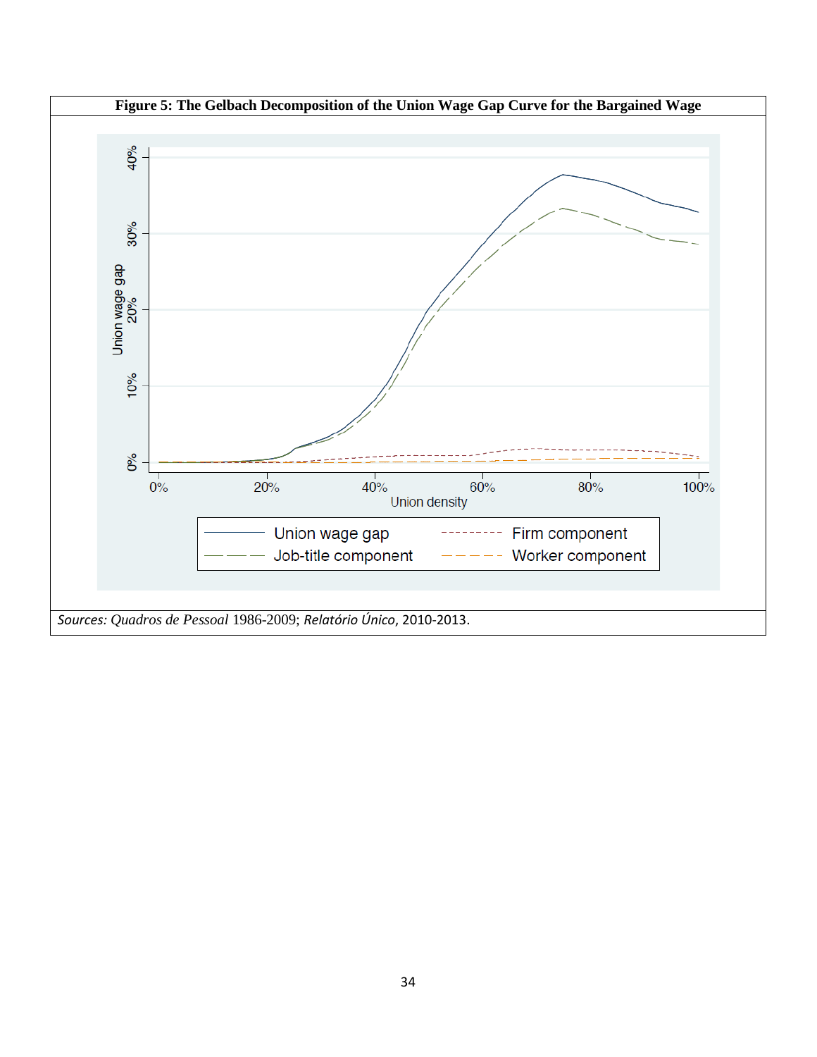**Figure 5: The Gelbach Decomposition of the Union Wage Gap Curve for the Bargained Wage**

Union wage gap

40%

30%

20%

10%

0%

0%

20%

40%

60%

80%

100%

Union density

Union wage gap

Job-title component

Firm component

Worker component

*Sources: Quadros de Pessoal* 1986-2009; *Relatório Único*, 2010-2013.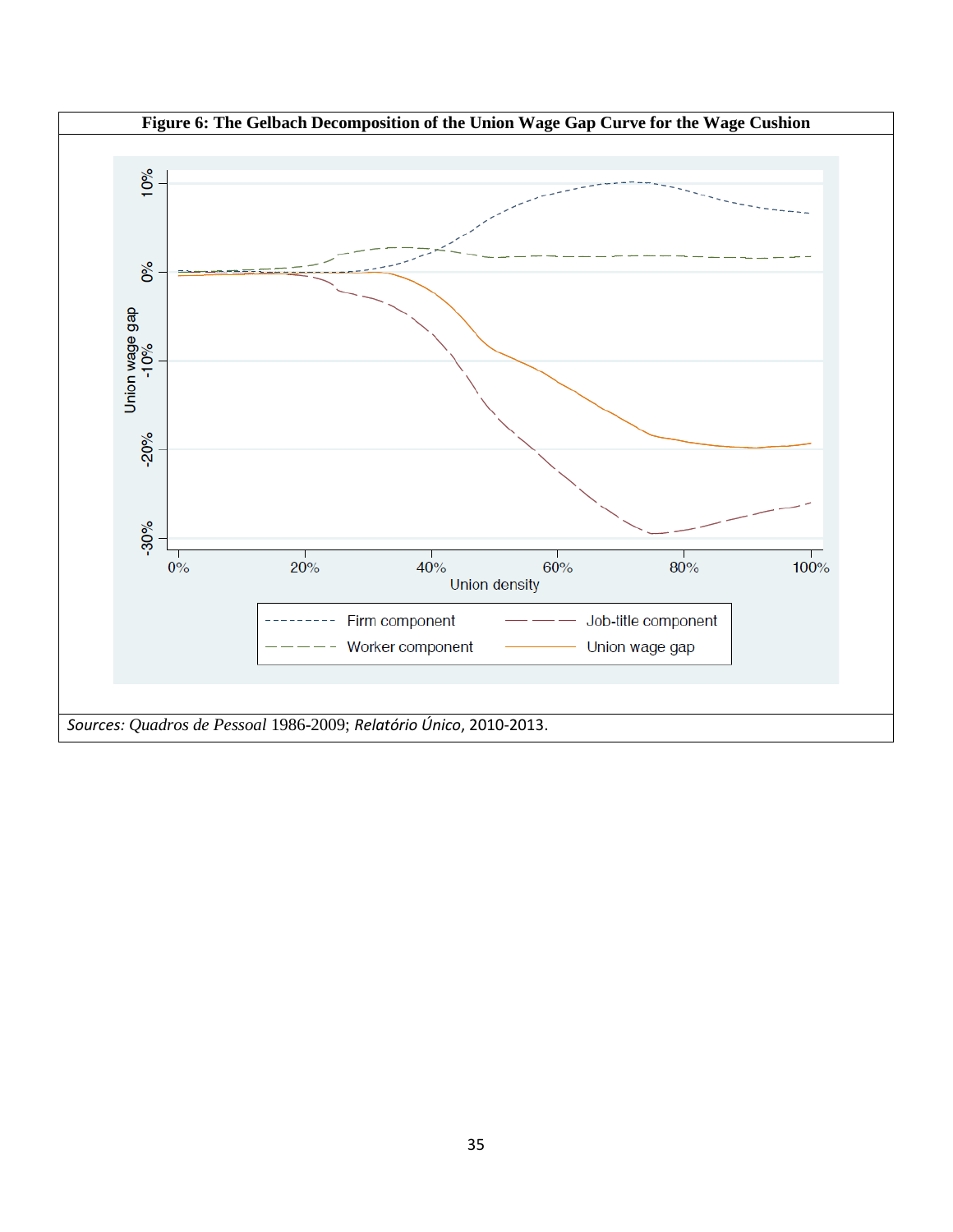**Figure 6: The Gelbach Decomposition of the Union Wage Gap Curve for the Wage Cushion**

10%
0%
-10%
-20%
-30%
Union wage gap

0%
20%
40%
60%
80%
100%
Union density

Firm component
Job-title component
Worker component
Union wage gap

*Sources: Quadros de Pessoal* 1986-2009; *Relatório Único*, 2010-2013.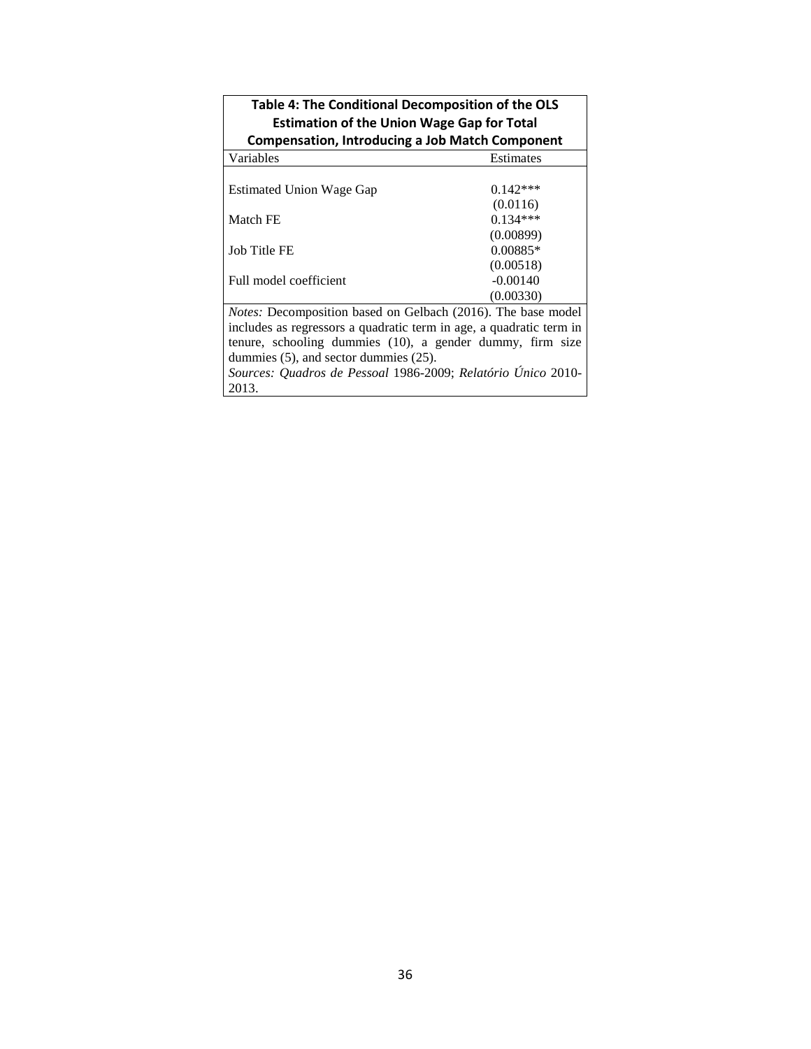**Table 4: The Conditional Decomposition of the OLS Estimation of the Union Wage Gap for Total Compensation, Introducing a Job Match Component**

| Variables | Estimates |
|---|---|
| Estimated Union Wage Gap | 0.142*** |
| | (0.0116) |
| Match FE | 0.134*** |
| | (0.00899) |
| Job Title FE | 0.00885* |
| | (0.00518) |
| Full model coefficient | -0.00140 |
| | (0.00330) |

*Notes:* Decomposition based on Gelbach (2016). The base model includes as regressors a quadratic term in age, a quadratic term in tenure, schooling dummies (10), a gender dummy, firm size dummies (5), and sector dummies (25).

*Sources: Quadros de Pessoal* 1986-2009; *Relatório Único* 2010-2013.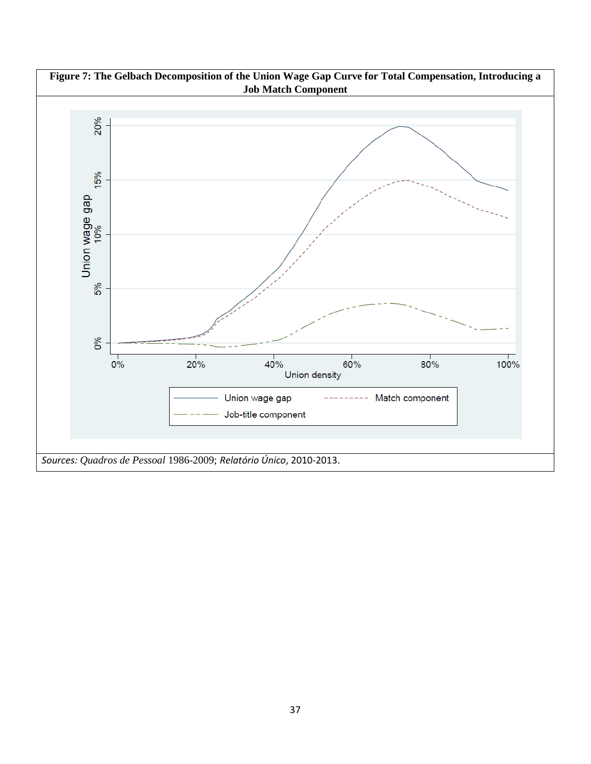**Figure 7: The Gelbach Decomposition of the Union Wage Gap Curve for Total Compensation, Introducing a Job Match Component**

Union wage gap

20%

15%

10%

5%

0%

0%

20%

40%

60%

80%

100%

Union density

Union wage gap

Match component

Job-title component

*Sources: Quadros de Pessoal* 1986-2009; *Relatório Único*, 2010-2013.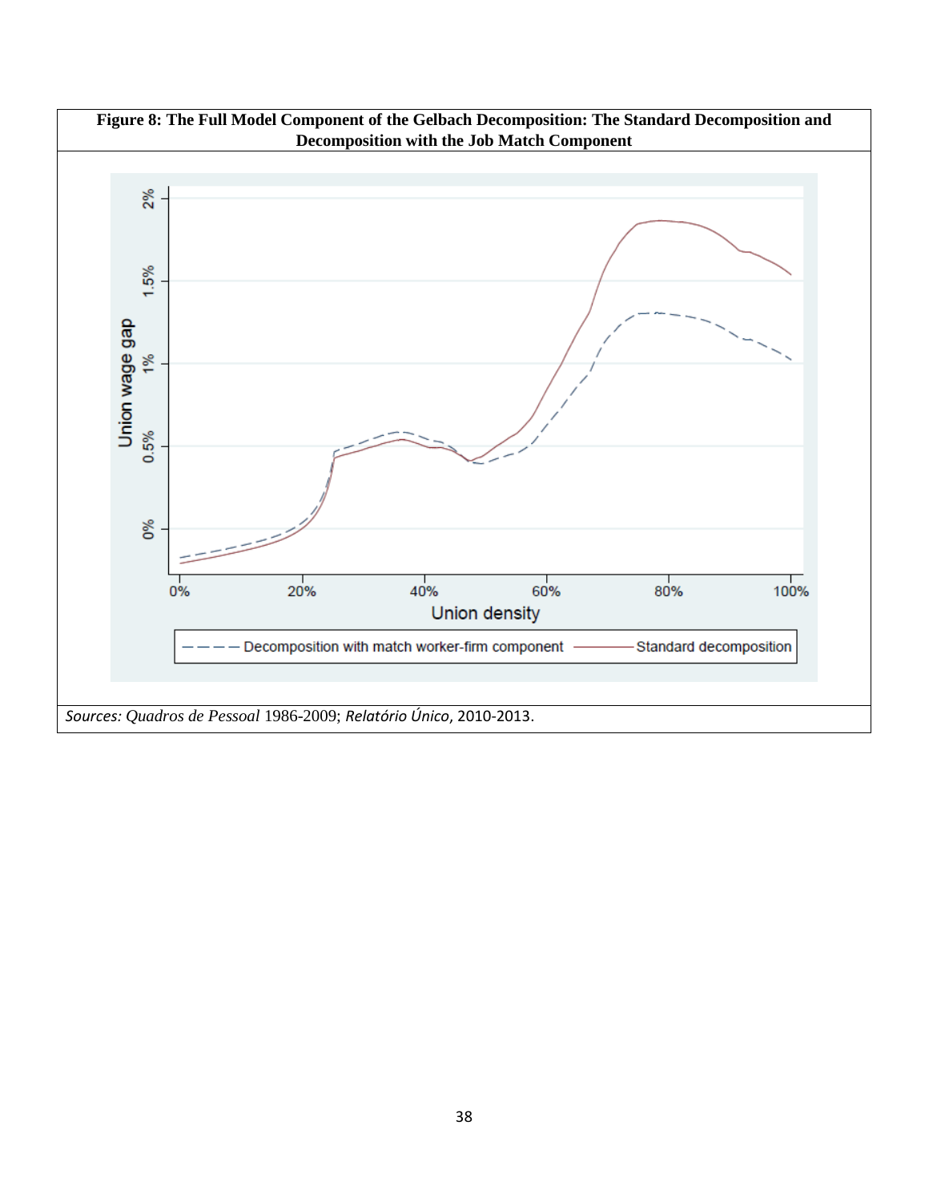**Figure 8: The Full Model Component of the Gelbach Decomposition: The Standard Decomposition and Decomposition with the Job Match Component**

*Sources: Quadros de Pessoal* 1986-2009; *Relatório Único*, 2010-2013.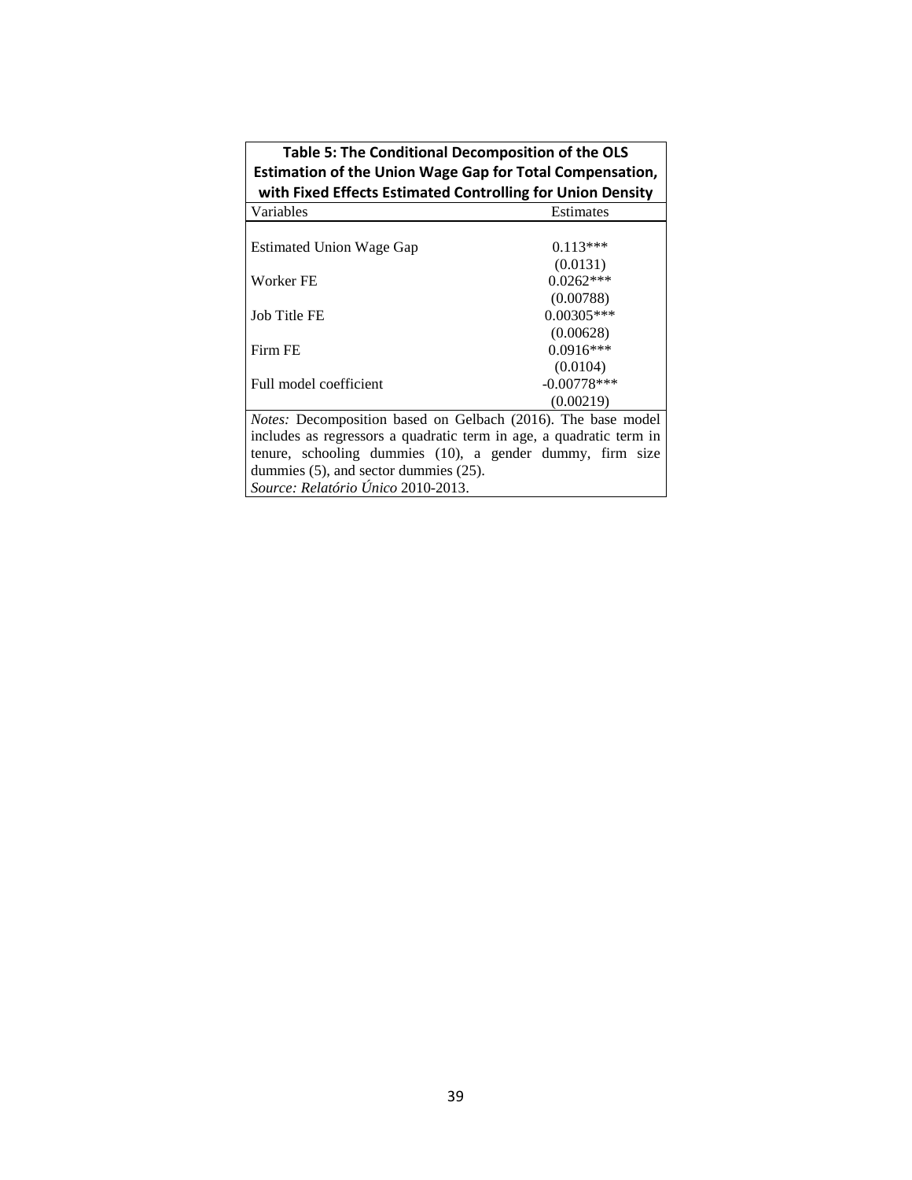**Table 5: The Conditional Decomposition of the OLS Estimation of the Union Wage Gap for Total Compensation, with Fixed Effects Estimated Controlling for Union Density**

| Variables | Estimates |
|---|---|
| Estimated Union Wage Gap | 0.113*** |
| | (0.0131) |
| Worker FE | 0.0262*** |
| | (0.00788) |
| Job Title FE | 0.00305*** |
| | (0.00628) |
| Firm FE | 0.0916*** |
| | (0.0104) |
| Full model coefficient | -0.00778*** |
| | (0.00219) |

*Notes:* Decomposition based on Gelbach (2016). The base model includes as regressors a quadratic term in age, a quadratic term in tenure, schooling dummies (10), a gender dummy, firm size dummies (5), and sector dummies (25).
*Source: Relatório Único* 2010-2013.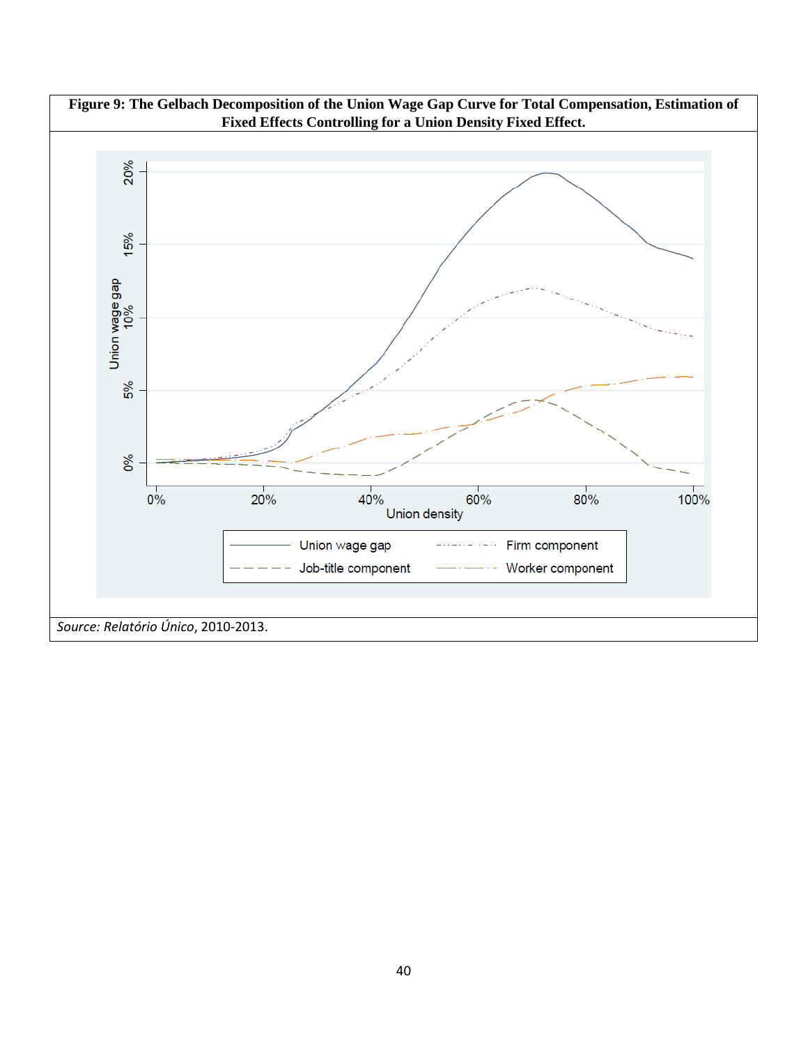**Figure 9: The Gelbach Decomposition of the Union Wage Gap Curve for Total Compensation, Estimation of Fixed Effects Controlling for a Union Density Fixed Effect.**

Union wage gap

20%

15%

10%

5%

0%

0%

20%

40%

60%

80%

100%

Union density

Union wage gap

Firm component

Job-title component

Worker component

*Source: Relatório Único*, 2010-2013.